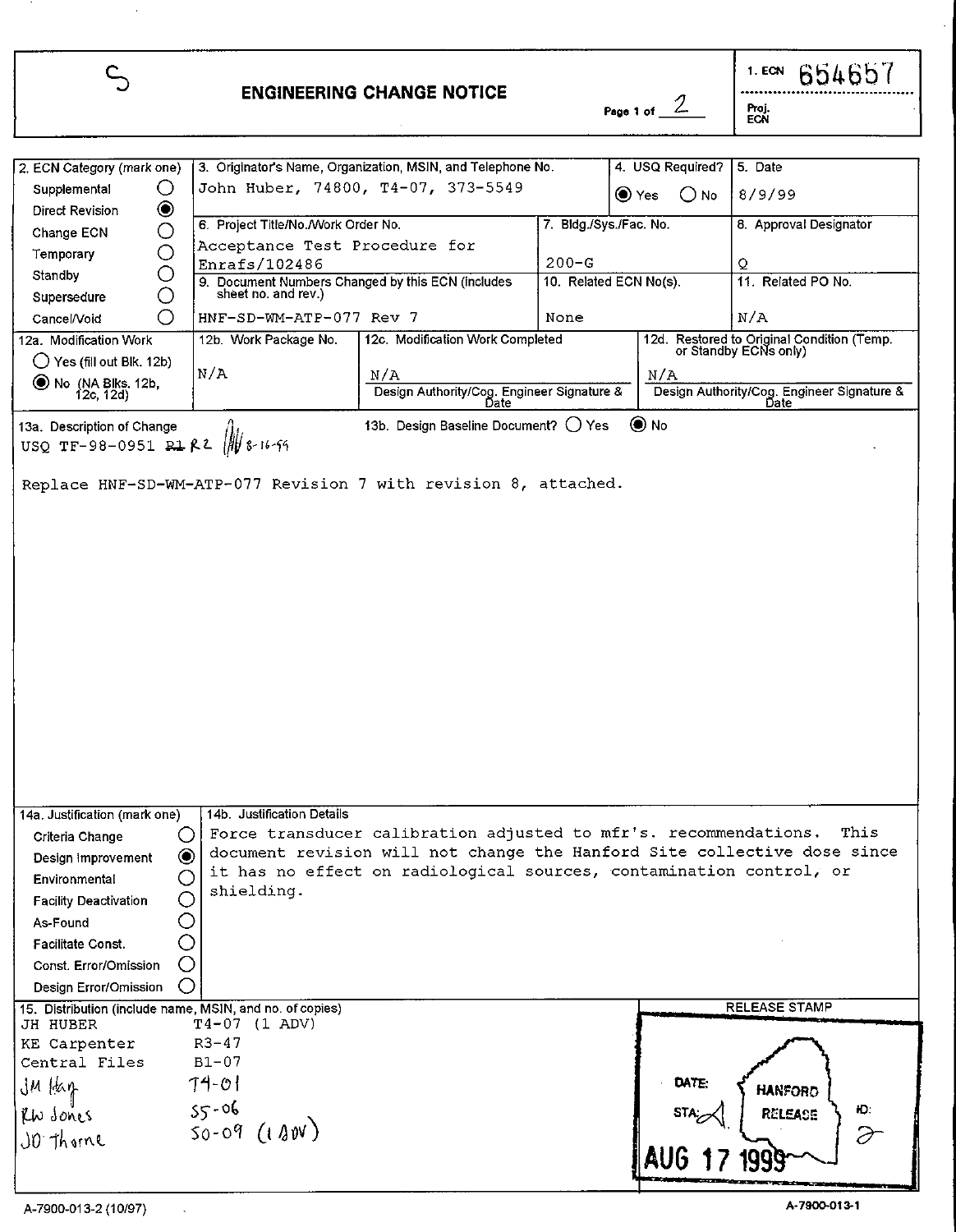S

# ENGINEERING CHANGE NOTICE

Page 1 of 2

1. ECN 654657

Proj. ECN

| 2. ECN Category (mark one) | 3. Originator's Name, Organization, MSIN, and Telephone No. | | 4. USQ Required? | 5. Date |
|---|---|---|---|---|
| Supplemental ○<br>Direct Revision ◉<br>Change ECN ○<br>Temporary ○<br>Standby ○<br>Supersedure ○<br>Cancel/Void ○ | John Huber, 74800, T4-07, 373-5549 | | ◉ Yes ○ No | 8/9/99 |
| | 6. Project Title/No./Work Order No.<br>Acceptance Test Procedure for Enrafs/102486 | 7. Bldg./Sys./Fac. No.<br>200-G | | 8. Approval Designator<br>Q |
| | 9. Document Numbers Changed by this ECN (includes sheet no. and rev.)<br>HNF-SD-WM-ATP-077 Rev 7 | 10. Related ECN No(s).<br>None | | 11. Related PO No.<br>N/A |

| 12a. Modification Work | 12b. Work Package No. | 12c. Modification Work Completed | 12d. Restored to Original Condition (Temp. or Standby ECNs only) |
|---|---|---|---|
| ○ Yes (fill out Blk. 12b)<br>◉ No (NA Blks. 12b, 12c, 12d) | N/A | N/A<br>Design Authority/Cog. Engineer Signature & Date | N/A<br>Design Authority/Cog. Engineer Signature & Date |

13a. Description of Change

13b. Design Baseline Document? ○ Yes ◉ No

USQ TF-98-0951 ~~R1~~ R2 (initials) 8-16-99

Replace HNF-SD-WM-ATP-077 Revision 7 with revision 8, attached.

| 14a. Justification (mark one) | 14b. Justification Details |
|---|---|
| Criteria Change ○<br>Design Improvement ◉<br>Environmental ○<br>Facility Deactivation ○<br>As-Found ○<br>Facilitate Const. ○<br>Const. Error/Omission ○<br>Design Error/Omission ○ | Force transducer calibration adjusted to mfr's. recommendations. This document revision will not change the Hanford Site collective dose since it has no effect on radiological sources, contamination control, or shielding. |

15. Distribution (include name, MSIN, and no. of copies)

JH HUBER T4-07 (1 ADV)
KE Carpenter R3-47
Central Files B1-07
JM Hay T4-01
RW Jones S5-06
JO Thorne S0-09 (1 ADV)

RELEASE STAMP

DATE: AUG 17 1999
STA: 4
HANFORD RELEASE
ID: 2

A-7900-013-2 (10/97)

A-7900-013-1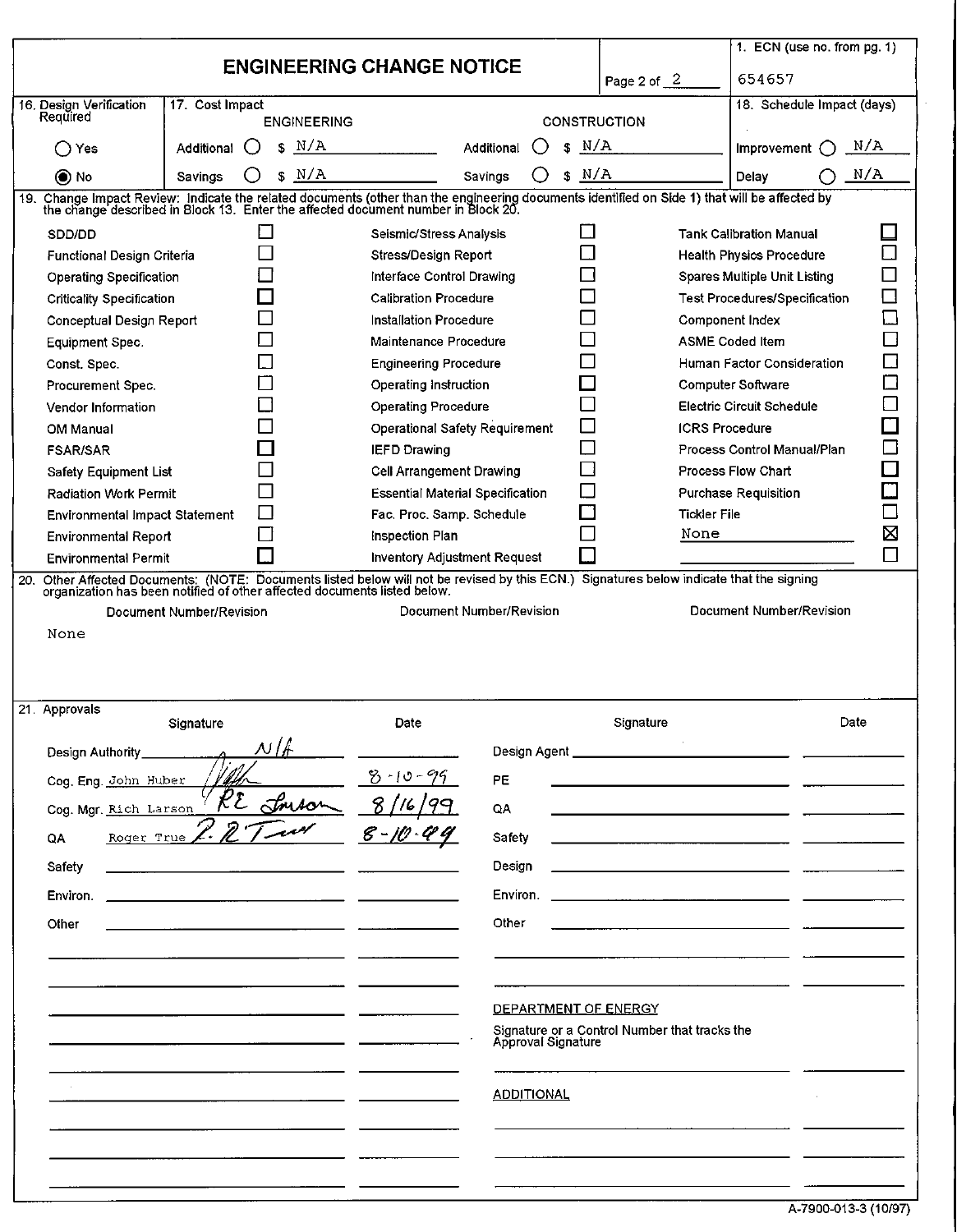# ENGINEERING CHANGE NOTICE

Page 2 of 2

1. ECN (use no. from pg. 1): 654657

| 16. Design Verification Required | 17. Cost Impact | | | | 18. Schedule Impact (days) |
|---|---|---|---|---|---|
| | ENGINEERING | | CONSTRUCTION | | |
| ○ Yes | Additional ○ | $ N/A | Additional ○ | $ N/A | Improvement ○ N/A |
| ◉ No | Savings ○ | $ N/A | Savings ○ | $ N/A | Delay ○ N/A |

19. Change Impact Review: Indicate the related documents (other than the engineering documents identified on Side 1) that will be affected by the change described in Block 13. Enter the affected document number in Block 20.

| | | | | | |
|---|---|---|---|---|---|
| SDD/DD | ☐ | Seismic/Stress Analysis | ☐ | Tank Calibration Manual | ☐ |
| Functional Design Criteria | ☐ | Stress/Design Report | ☐ | Health Physics Procedure | ☐ |
| Operating Specification | ☐ | Interface Control Drawing | ☐ | Spares Multiple Unit Listing | ☐ |
| Criticality Specification | ☐ | Calibration Procedure | ☐ | Test Procedures/Specification | ☐ |
| Conceptual Design Report | ☐ | Installation Procedure | ☐ | Component Index | ☐ |
| Equipment Spec. | ☐ | Maintenance Procedure | ☐ | ASME Coded Item | ☐ |
| Const. Spec. | ☐ | Engineering Procedure | ☐ | Human Factor Consideration | ☐ |
| Procurement Spec. | ☐ | Operating Instruction | ☐ | Computer Software | ☐ |
| Vendor Information | ☐ | Operating Procedure | ☐ | Electric Circuit Schedule | ☐ |
| OM Manual | ☐ | Operational Safety Requirement | ☐ | ICRS Procedure | ☐ |
| FSAR/SAR | ☐ | IEFD Drawing | ☐ | Process Control Manual/Plan | ☐ |
| Safety Equipment List | ☐ | Cell Arrangement Drawing | ☐ | Process Flow Chart | ☐ |
| Radiation Work Permit | ☐ | Essential Material Specification | ☐ | Purchase Requisition | ☐ |
| Environmental Impact Statement | ☐ | Fac. Proc. Samp. Schedule | ☐ | Tickler File | ☐ |
| Environmental Report | ☐ | Inspection Plan | ☐ | None | ☒ |
| Environmental Permit | ☐ | Inventory Adjustment Request | ☐ | | ☐ |

20. Other Affected Documents: (NOTE: Documents listed below will not be revised by this ECN.) Signatures below indicate that the signing organization has been notified of other affected documents listed below.

| Document Number/Revision | Document Number/Revision | Document Number/Revision |
|---|---|---|
| None | | |

21. Approvals

| | Signature | Date | | Signature | Date |
|---|---|---|---|---|---|
| Design Authority | N/A | | Design Agent | | |
| Cog. Eng. | John Huber (signature) | 8-10-99 | PE | | |
| Cog. Mgr. | Rich Larson (signature: RE Larson) | 8/16/99 | QA | | |
| QA | Roger True (signature: R. R True) | 8-10-99 | Safety | | |
| Safety | | | Design | | |
| Environ. | | | Environ. | | |
| Other | | | Other | | |

DEPARTMENT OF ENERGY

Signature or a Control Number that tracks the Approval Signature

ADDITIONAL

A-7900-013-3 (10/97)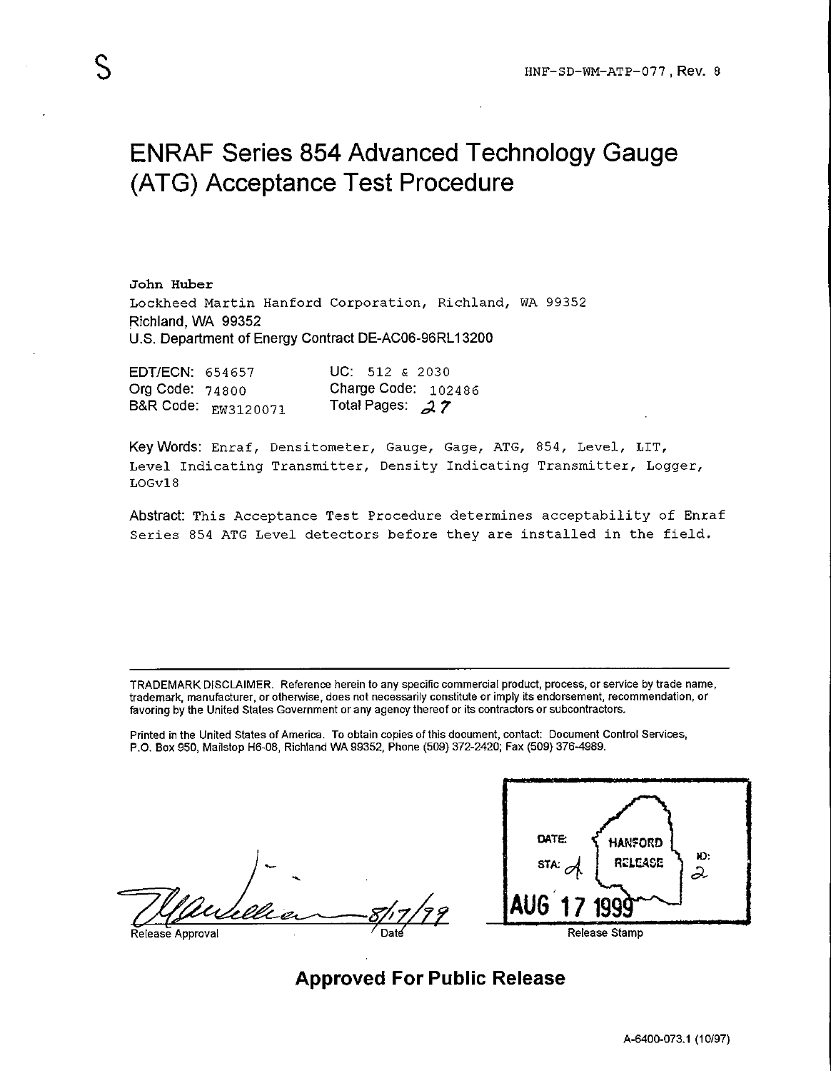S

HNF-SD-WM-ATP-077 , Rev. 8

# ENRAF Series 854 Advanced Technology Gauge (ATG) Acceptance Test Procedure

**John Huber**

Lockheed Martin Hanford Corporation, Richland, WA 99352
Richland, WA 99352
U.S. Department of Energy Contract DE-AC06-96RL13200

| | |
|---|---|
| EDT/ECN: 654657 | UC: 512 & 2030 |
| Org Code: 74800 | Charge Code: 102486 |
| B&R Code: EW3120071 | Total Pages: 27 |

Key Words: Enraf, Densitometer, Gauge, Gage, ATG, 854, Level, LIT, Level Indicating Transmitter, Density Indicating Transmitter, Logger, LOGv18

Abstract: This Acceptance Test Procedure determines acceptability of Enraf Series 854 ATG Level detectors before they are installed in the field.

TRADEMARK DISCLAIMER. Reference herein to any specific commercial product, process, or service by trade name, trademark, manufacturer, or otherwise, does not necessarily constitute or imply its endorsement, recommendation, or favoring by the United States Government or any agency thereof or its contractors or subcontractors.

Printed in the United States of America. To obtain copies of this document, contact: Document Control Services, P.O. Box 950, Mailstop H6-08, Richland WA 99352, Phone (509) 372-2420; Fax (509) 376-4989.

8/17/99

Release Approval Date

DATE: HANFORD RELEASE
STA: 4 ID: 2
AUG 17 1999

Release Stamp

**Approved For Public Release**

A-6400-073.1 (10/97)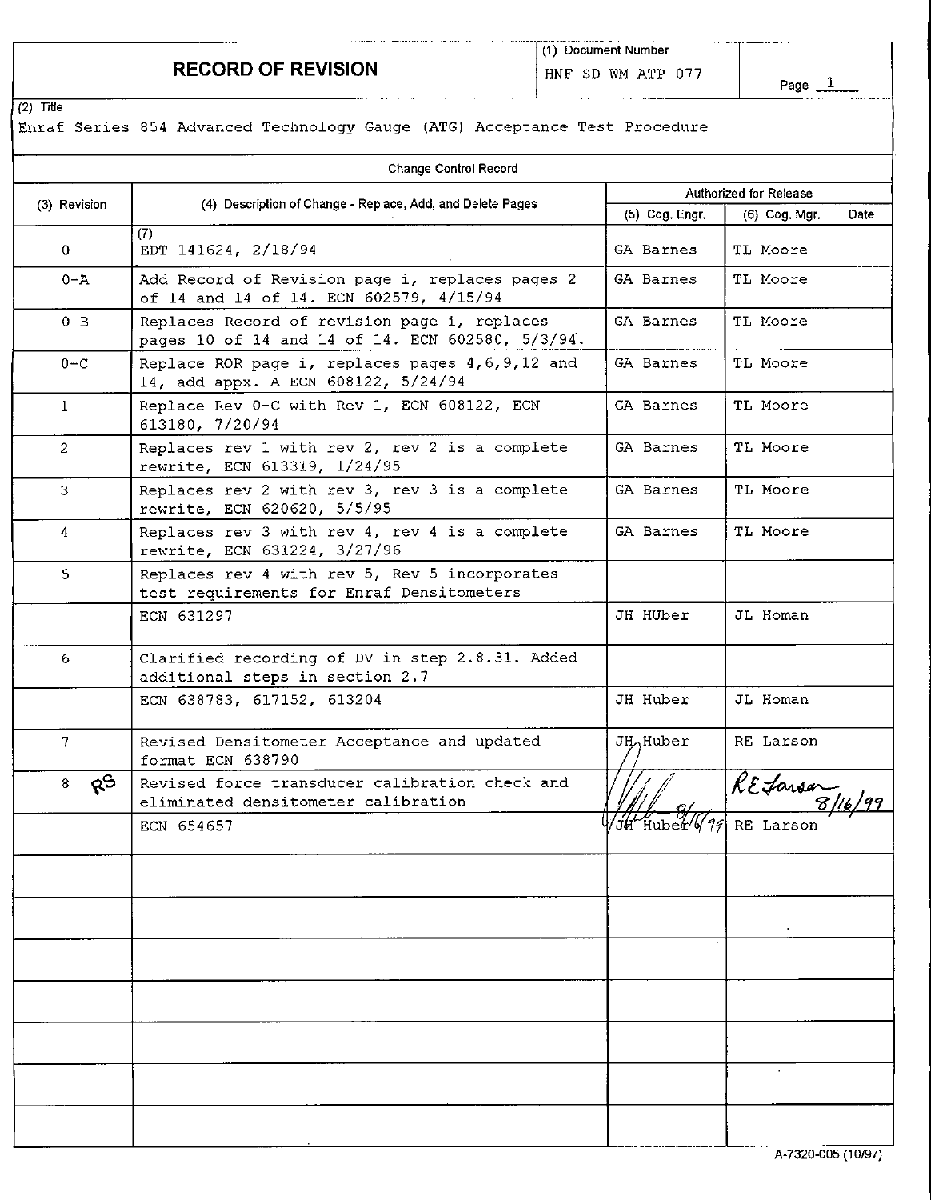# RECORD OF REVISION

(1) Document Number: HNF-SD-WM-ATP-077

Page 1

(2) Title

Enraf Series 854 Advanced Technology Gauge (ATG) Acceptance Test Procedure

Change Control Record

| (3) Revision | (4) Description of Change - Replace, Add, and Delete Pages | Authorized for Release | |
|---|---|---|---|
| | | (5) Cog. Engr. | (6) Cog. Mgr. Date |
| 0 | (7) EDT 141624, 2/18/94 | GA Barnes | TL Moore |
| 0-A | Add Record of Revision page i, replaces pages 2 of 14 and 14 of 14. ECN 602579, 4/15/94 | GA Barnes | TL Moore |
| 0-B | Replaces Record of revision page i, replaces pages 10 of 14 and 14 of 14. ECN 602580, 5/3/94. | GA Barnes | TL Moore |
| 0-C | Replace ROR page i, replaces pages 4,6,9,12 and 14, add appx. A ECN 608122, 5/24/94 | GA Barnes | TL Moore |
| 1 | Replace Rev 0-C with Rev 1, ECN 608122, ECN 613180, 7/20/94 | GA Barnes | TL Moore |
| 2 | Replaces rev 1 with rev 2, rev 2 is a complete rewrite, ECN 613319, 1/24/95 | GA Barnes | TL Moore |
| 3 | Replaces rev 2 with rev 3, rev 3 is a complete rewrite, ECN 620620, 5/5/95 | GA Barnes | TL Moore |
| 4 | Replaces rev 3 with rev 4, rev 4 is a complete rewrite, ECN 631224, 3/27/96 | GA Barnes | TL Moore |
| 5 | Replaces rev 4 with rev 5, Rev 5 incorporates test requirements for Enraf Densitometers | | |
| | ECN 631297 | JH HUber | JL Homan |
| 6 | Clarified recording of DV in step 2.8.31. Added additional steps in section 2.7 | | |
| | ECN 638783, 617152, 613204 | JH Huber | JL Homan |
| 7 | Revised Densitometer Acceptance and updated format ECN 638790 | JH Huber | RE Larson |
| 8 RS | Revised force transducer calibration check and eliminated densitometer calibration | | RE Larson 8/16/99 |
| | ECN 654657 | JH Huber 8/16/99 | RE Larson |
| | | | |
| | | | |
| | | | |
| | | | |
| | | | |
| | | | |
| | | | |

A-7320-005 (10/97)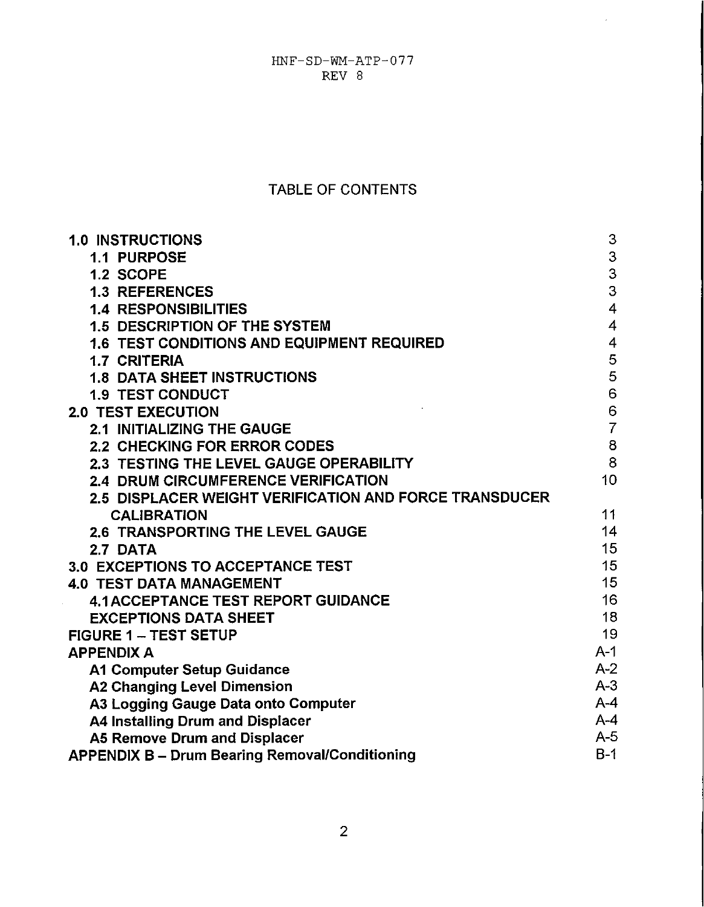# TABLE OF CONTENTS

| | |
|---|---|
| **1.0 INSTRUCTIONS** | 3 |
| **1.1 PURPOSE** | 3 |
| **1.2 SCOPE** | 3 |
| **1.3 REFERENCES** | 3 |
| **1.4 RESPONSIBILITIES** | 4 |
| **1.5 DESCRIPTION OF THE SYSTEM** | 4 |
| **1.6 TEST CONDITIONS AND EQUIPMENT REQUIRED** | 4 |
| **1.7 CRITERIA** | 5 |
| **1.8 DATA SHEET INSTRUCTIONS** | 5 |
| **1.9 TEST CONDUCT** | 6 |
| **2.0 TEST EXECUTION** | 6 |
| **2.1 INITIALIZING THE GAUGE** | 7 |
| **2.2 CHECKING FOR ERROR CODES** | 8 |
| **2.3 TESTING THE LEVEL GAUGE OPERABILITY** | 8 |
| **2.4 DRUM CIRCUMFERENCE VERIFICATION** | 10 |
| **2.5 DISPLACER WEIGHT VERIFICATION AND FORCE TRANSDUCER CALIBRATION** | 11 |
| **2.6 TRANSPORTING THE LEVEL GAUGE** | 14 |
| **2.7 DATA** | 15 |
| **3.0 EXCEPTIONS TO ACCEPTANCE TEST** | 15 |
| **4.0 TEST DATA MANAGEMENT** | 15 |
| **4.1 ACCEPTANCE TEST REPORT GUIDANCE** | 16 |
| **EXCEPTIONS DATA SHEET** | 18 |
| **FIGURE 1 – TEST SETUP** | 19 |
| **APPENDIX A** | A-1 |
| **A1 Computer Setup Guidance** | A-2 |
| **A2 Changing Level Dimension** | A-3 |
| **A3 Logging Gauge Data onto Computer** | A-4 |
| **A4 Installing Drum and Displacer** | A-4 |
| **A5 Remove Drum and Displacer** | A-5 |
| **APPENDIX B – Drum Bearing Removal/Conditioning** | B-1 |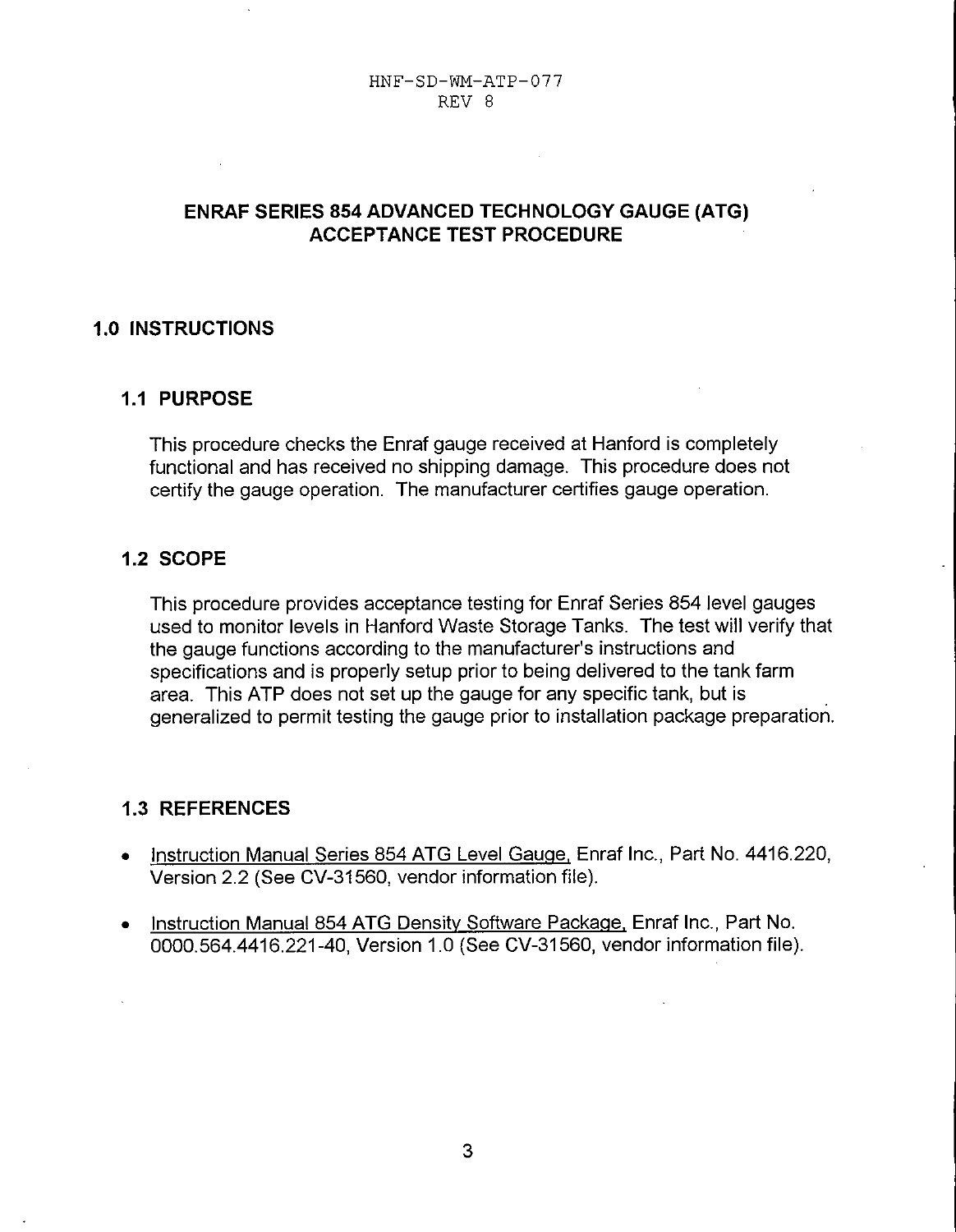# ENRAF SERIES 854 ADVANCED TECHNOLOGY GAUGE (ATG) ACCEPTANCE TEST PROCEDURE

## 1.0 INSTRUCTIONS

### 1.1 PURPOSE

This procedure checks the Enraf gauge received at Hanford is completely functional and has received no shipping damage. This procedure does not certify the gauge operation. The manufacturer certifies gauge operation.

### 1.2 SCOPE

This procedure provides acceptance testing for Enraf Series 854 level gauges used to monitor levels in Hanford Waste Storage Tanks. The test will verify that the gauge functions according to the manufacturer's instructions and specifications and is properly setup prior to being delivered to the tank farm area. This ATP does not set up the gauge for any specific tank, but is generalized to permit testing the gauge prior to installation package preparation.

### 1.3 REFERENCES

- Instruction Manual Series 854 ATG Level Gauge, Enraf Inc., Part No. 4416.220, Version 2.2 (See CV-31560, vendor information file).
- Instruction Manual 854 ATG Density Software Package, Enraf Inc., Part No. 0000.564.4416.221-40, Version 1.0 (See CV-31560, vendor information file).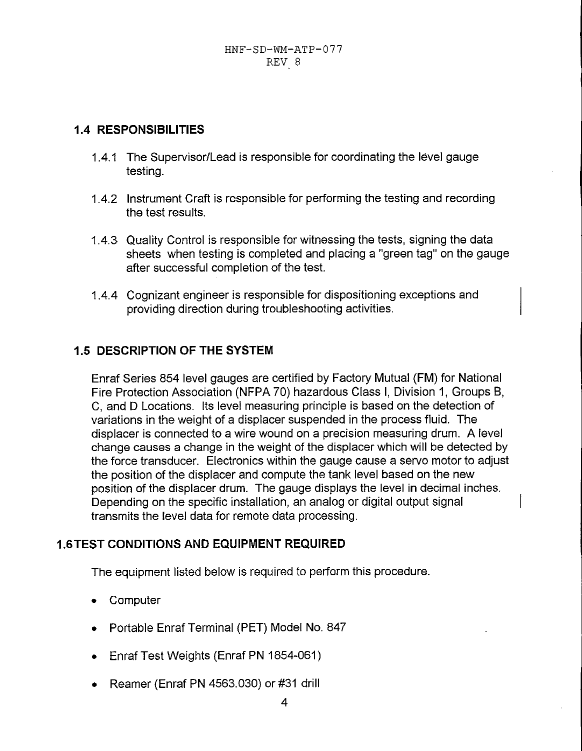## 1.4 RESPONSIBILITIES

1.4.1 The Supervisor/Lead is responsible for coordinating the level gauge testing.

1.4.2 Instrument Craft is responsible for performing the testing and recording the test results.

1.4.3 Quality Control is responsible for witnessing the tests, signing the data sheets when testing is completed and placing a "green tag" on the gauge after successful completion of the test.

1.4.4 Cognizant engineer is responsible for dispositioning exceptions and providing direction during troubleshooting activities.

## 1.5 DESCRIPTION OF THE SYSTEM

Enraf Series 854 level gauges are certified by Factory Mutual (FM) for National Fire Protection Association (NFPA 70) hazardous Class I, Division 1, Groups B, C, and D Locations. Its level measuring principle is based on the detection of variations in the weight of a displacer suspended in the process fluid. The displacer is connected to a wire wound on a precision measuring drum. A level change causes a change in the weight of the displacer which will be detected by the force transducer. Electronics within the gauge cause a servo motor to adjust the position of the displacer and compute the tank level based on the new position of the displacer drum. The gauge displays the level in decimal inches. Depending on the specific installation, an analog or digital output signal transmits the level data for remote data processing.

## 1.6 TEST CONDITIONS AND EQUIPMENT REQUIRED

The equipment listed below is required to perform this procedure.

- Computer
- Portable Enraf Terminal (PET) Model No. 847
- Enraf Test Weights (Enraf PN 1854-061)
- Reamer (Enraf PN 4563.030) or #31 drill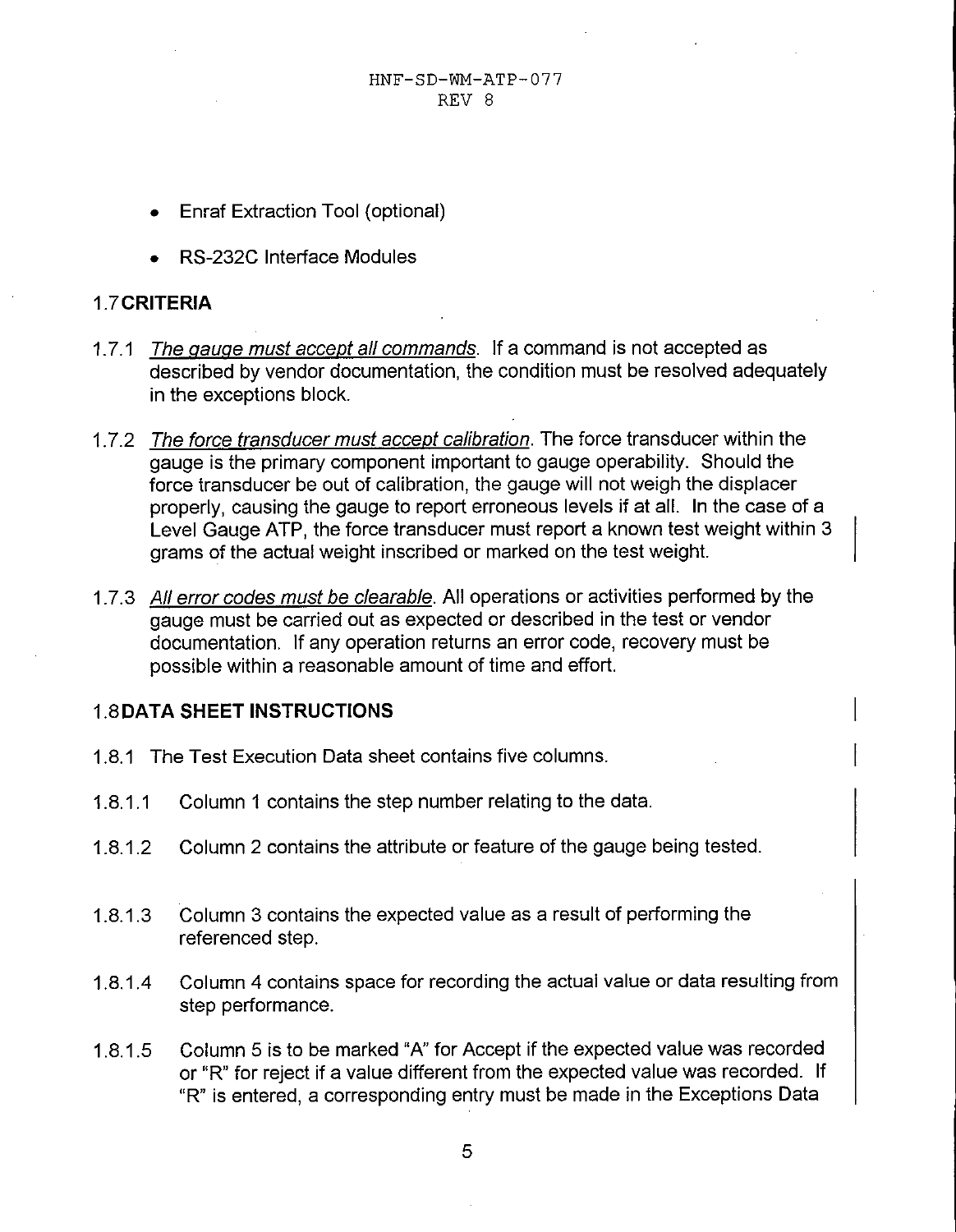- Enraf Extraction Tool (optional)
- RS-232C Interface Modules

## 1.7 CRITERIA

1.7.1 *The gauge must accept all commands*. If a command is not accepted as described by vendor documentation, the condition must be resolved adequately in the exceptions block.

1.7.2 *The force transducer must accept calibration*. The force transducer within the gauge is the primary component important to gauge operability. Should the force transducer be out of calibration, the gauge will not weigh the displacer properly, causing the gauge to report erroneous levels if at all. In the case of a Level Gauge ATP, the force transducer must report a known test weight within 3 grams of the actual weight inscribed or marked on the test weight.

1.7.3 *All error codes must be clearable*. All operations or activities performed by the gauge must be carried out as expected or described in the test or vendor documentation. If any operation returns an error code, recovery must be possible within a reasonable amount of time and effort.

## 1.8 DATA SHEET INSTRUCTIONS

1.8.1 The Test Execution Data sheet contains five columns.

1.8.1.1 Column 1 contains the step number relating to the data.

1.8.1.2 Column 2 contains the attribute or feature of the gauge being tested.

1.8.1.3 Column 3 contains the expected value as a result of performing the referenced step.

1.8.1.4 Column 4 contains space for recording the actual value or data resulting from step performance.

1.8.1.5 Column 5 is to be marked "A" for Accept if the expected value was recorded or "R" for reject if a value different from the expected value was recorded. If "R" is entered, a corresponding entry must be made in the Exceptions Data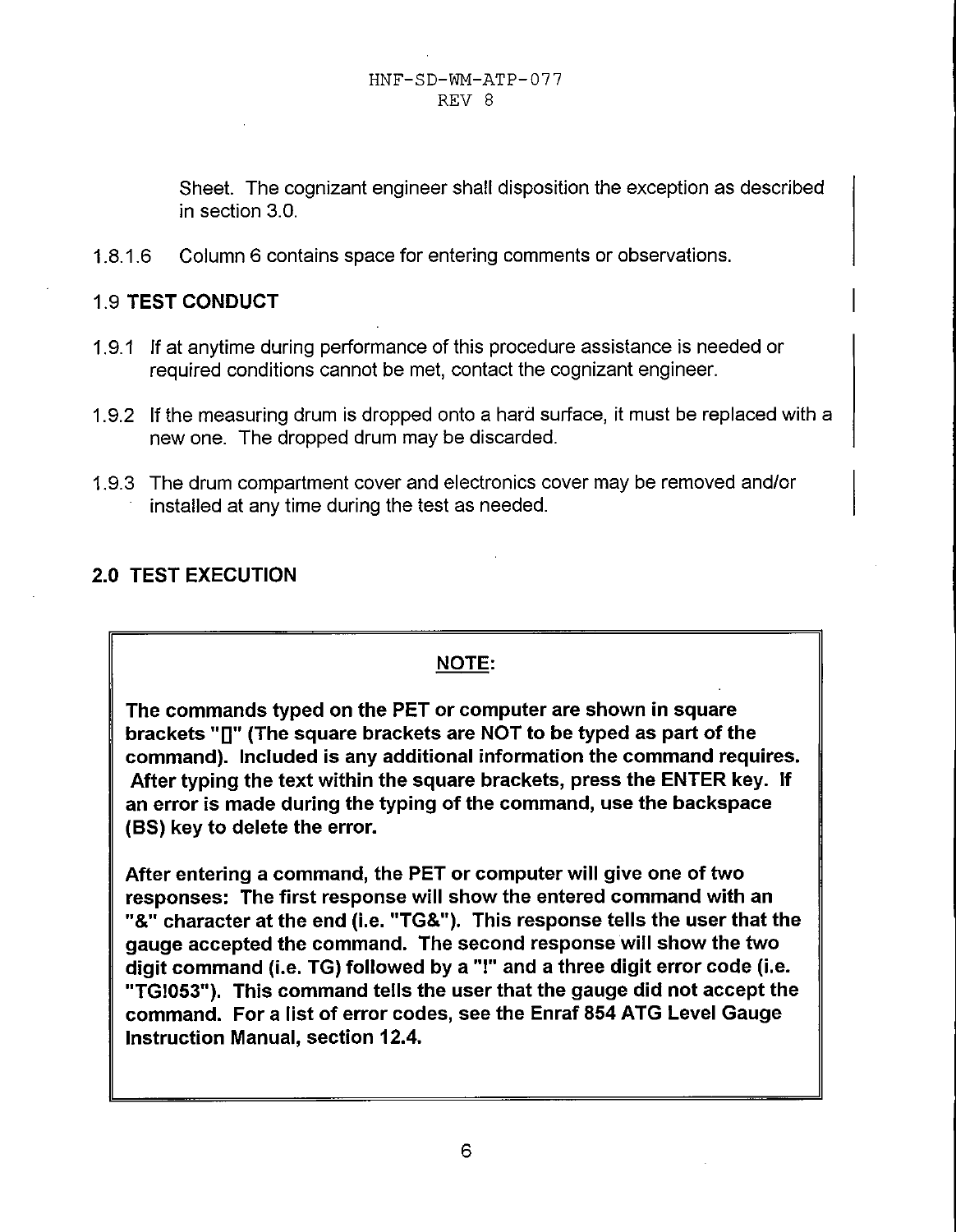Sheet. The cognizant engineer shall disposition the exception as described in section 3.0.

1.8.1.6 Column 6 contains space for entering comments or observations.

## 1.9 TEST CONDUCT

1.9.1 If at anytime during performance of this procedure assistance is needed or required conditions cannot be met, contact the cognizant engineer.

1.9.2 If the measuring drum is dropped onto a hard surface, it must be replaced with a new one. The dropped drum may be discarded.

1.9.3 The drum compartment cover and electronics cover may be removed and/or installed at any time during the test as needed.

# 2.0 TEST EXECUTION

**NOTE:**

**The commands typed on the PET or computer are shown in square brackets "[]" (The square brackets are NOT to be typed as part of the command). Included is any additional information the command requires. After typing the text within the square brackets, press the ENTER key. If an error is made during the typing of the command, use the backspace (BS) key to delete the error.**

**After entering a command, the PET or computer will give one of two responses: The first response will show the entered command with an "&" character at the end (i.e. "TG&"). This response tells the user that the gauge accepted the command. The second response will show the two digit command (i.e. TG) followed by a "!" and a three digit error code (i.e. "TG!053"). This command tells the user that the gauge did not accept the command. For a list of error codes, see the Enraf 854 ATG Level Gauge Instruction Manual, section 12.4.**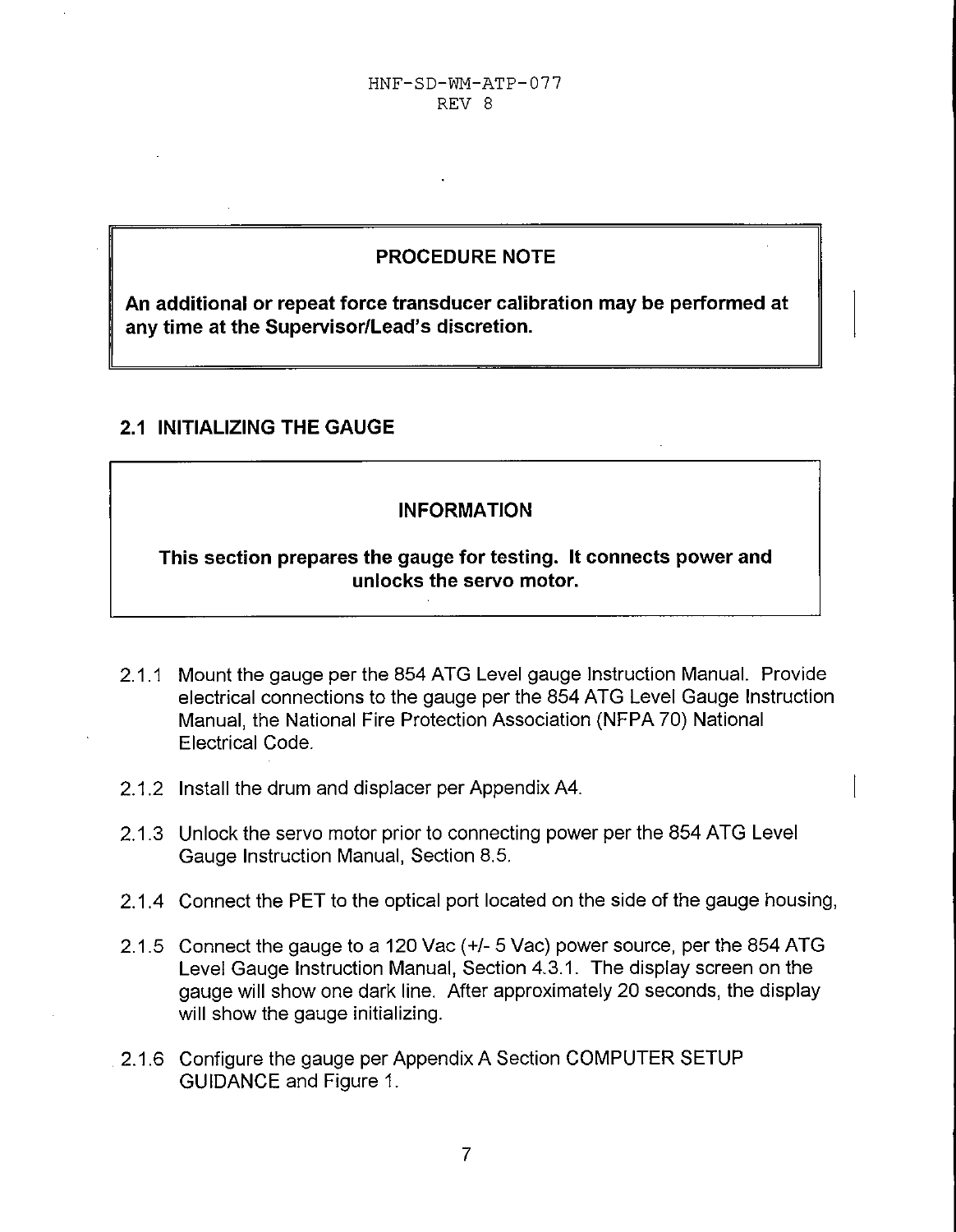**PROCEDURE NOTE**

**An additional or repeat force transducer calibration may be performed at any time at the Supervisor/Lead's discretion.**

## 2.1 INITIALIZING THE GAUGE

**INFORMATION**

**This section prepares the gauge for testing. It connects power and unlocks the servo motor.**

2.1.1 Mount the gauge per the 854 ATG Level gauge Instruction Manual. Provide electrical connections to the gauge per the 854 ATG Level Gauge Instruction Manual, the National Fire Protection Association (NFPA 70) National Electrical Code.

2.1.2 Install the drum and displacer per Appendix A4.

2.1.3 Unlock the servo motor prior to connecting power per the 854 ATG Level Gauge Instruction Manual, Section 8.5.

2.1.4 Connect the PET to the optical port located on the side of the gauge housing,

2.1.5 Connect the gauge to a 120 Vac (+/- 5 Vac) power source, per the 854 ATG Level Gauge Instruction Manual, Section 4.3.1. The display screen on the gauge will show one dark line. After approximately 20 seconds, the display will show the gauge initializing.

2.1.6 Configure the gauge per Appendix A Section COMPUTER SETUP GUIDANCE and Figure 1.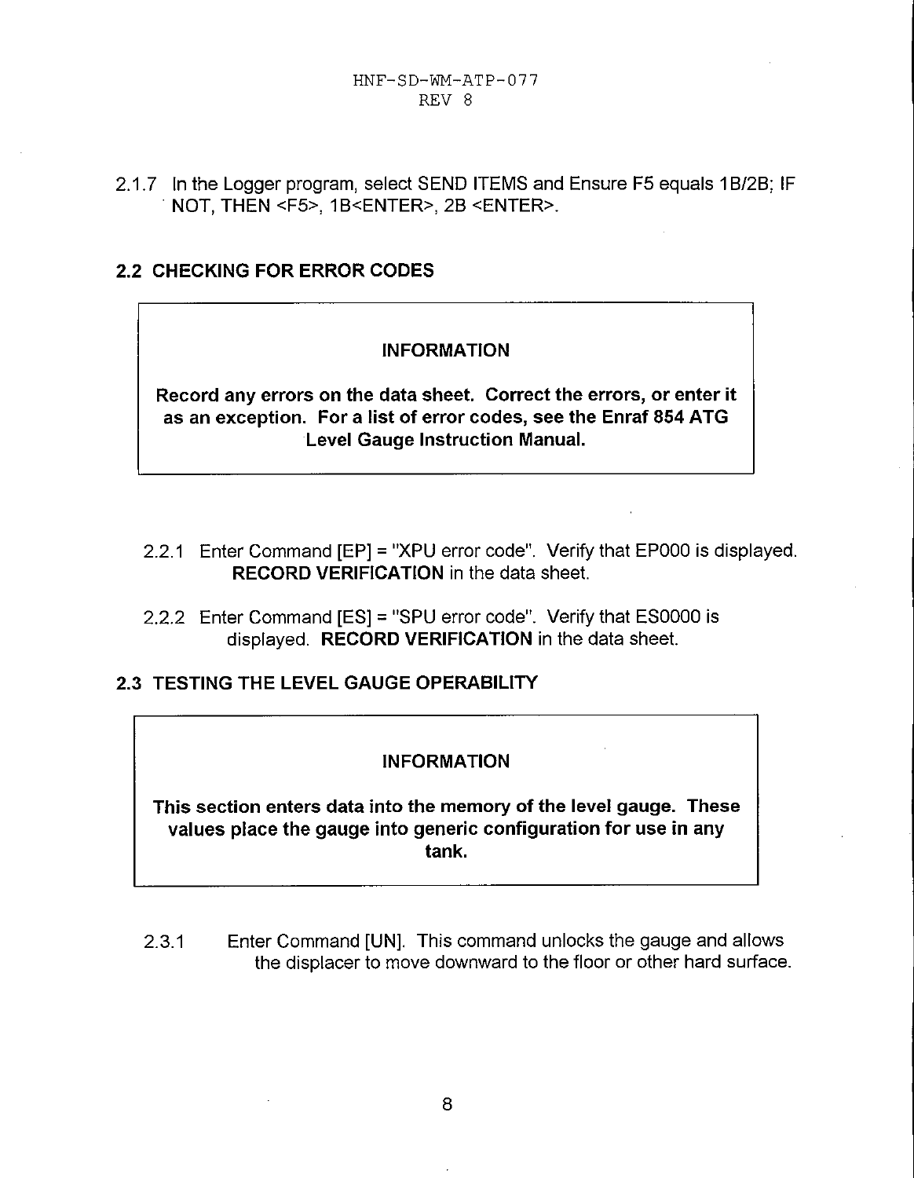2.1.7 In the Logger program, select SEND ITEMS and Ensure F5 equals 1B/2B; IF NOT, THEN <F5>, 1B<ENTER>, 2B <ENTER>.

## 2.2 CHECKING FOR ERROR CODES

> **INFORMATION**
>
> **Record any errors on the data sheet. Correct the errors, or enter it as an exception. For a list of error codes, see the Enraf 854 ATG Level Gauge Instruction Manual.**

2.2.1 Enter Command [EP] = "XPU error code". Verify that EP000 is displayed. **RECORD VERIFICATION** in the data sheet.

2.2.2 Enter Command [ES] = "SPU error code". Verify that ES0000 is displayed. **RECORD VERIFICATION** in the data sheet.

## 2.3 TESTING THE LEVEL GAUGE OPERABILITY

> **INFORMATION**
>
> **This section enters data into the memory of the level gauge. These values place the gauge into generic configuration for use in any tank.**

2.3.1 Enter Command [UN]. This command unlocks the gauge and allows the displacer to move downward to the floor or other hard surface.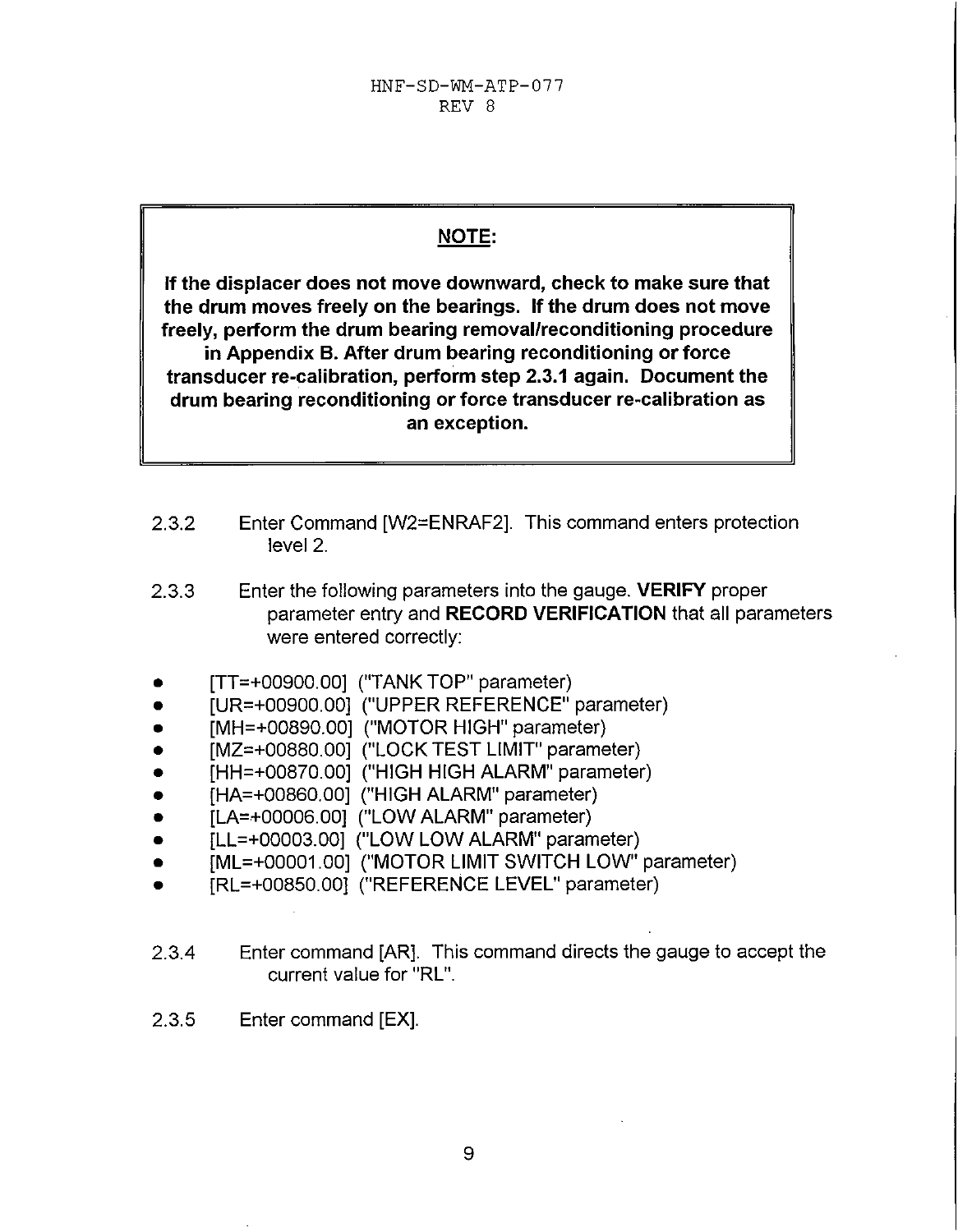**NOTE:**

**If the displacer does not move downward, check to make sure that the drum moves freely on the bearings. If the drum does not move freely, perform the drum bearing removal/reconditioning procedure in Appendix B. After drum bearing reconditioning or force transducer re-calibration, perform step 2.3.1 again. Document the drum bearing reconditioning or force transducer re-calibration as an exception.**

2.3.2 Enter Command [W2=ENRAF2]. This command enters protection level 2.

2.3.3 Enter the following parameters into the gauge. **VERIFY** proper parameter entry and **RECORD VERIFICATION** that all parameters were entered correctly:

- [TT=+00900.00] ("TANK TOP" parameter)
- [UR=+00900.00] ("UPPER REFERENCE" parameter)
- [MH=+00890.00] ("MOTOR HIGH" parameter)
- [MZ=+00880.00] ("LOCK TEST LIMIT" parameter)
- [HH=+00870.00] ("HIGH HIGH ALARM" parameter)
- [HA=+00860.00] ("HIGH ALARM" parameter)
- [LA=+00006.00] ("LOW ALARM" parameter)
- [LL=+00003.00] ("LOW LOW ALARM" parameter)
- [ML=+00001.00] ("MOTOR LIMIT SWITCH LOW" parameter)
- [RL=+00850.00] ("REFERENCE LEVEL" parameter)

2.3.4 Enter command [AR]. This command directs the gauge to accept the current value for "RL".

2.3.5 Enter command [EX].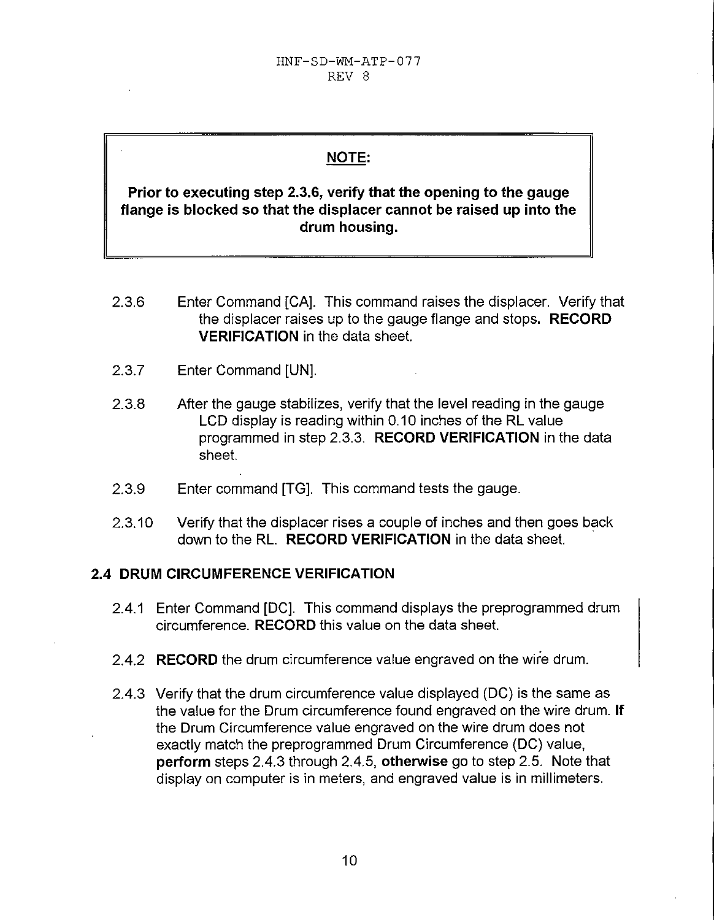**NOTE:**

**Prior to executing step 2.3.6, verify that the opening to the gauge flange is blocked so that the displacer cannot be raised up into the drum housing.**

2.3.6 Enter Command [CA]. This command raises the displacer. Verify that the displacer raises up to the gauge flange and stops. **RECORD VERIFICATION** in the data sheet.

2.3.7 Enter Command [UN].

2.3.8 After the gauge stabilizes, verify that the level reading in the gauge LCD display is reading within 0.10 inches of the RL value programmed in step 2.3.3. **RECORD VERIFICATION** in the data sheet.

2.3.9 Enter command [TG]. This command tests the gauge.

2.3.10 Verify that the displacer rises a couple of inches and then goes back down to the RL. **RECORD VERIFICATION** in the data sheet.

## 2.4 DRUM CIRCUMFERENCE VERIFICATION

2.4.1 Enter Command [DC]. This command displays the preprogrammed drum circumference. **RECORD** this value on the data sheet.

2.4.2 **RECORD** the drum circumference value engraved on the wire drum.

2.4.3 Verify that the drum circumference value displayed (DC) is the same as the value for the Drum circumference found engraved on the wire drum. **If** the Drum Circumference value engraved on the wire drum does not exactly match the preprogrammed Drum Circumference (DC) value, **perform** steps 2.4.3 through 2.4.5, **otherwise** go to step 2.5. Note that display on computer is in meters, and engraved value is in millimeters.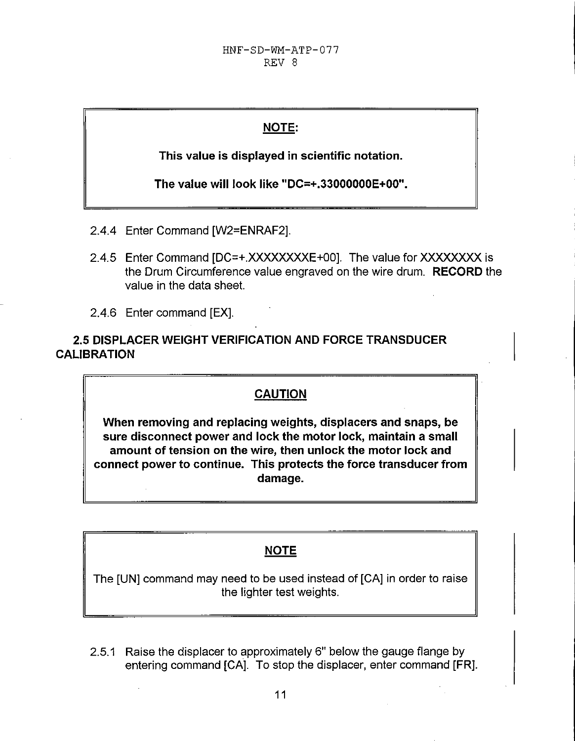**NOTE:**

**This value is displayed in scientific notation.**

**The value will look like "DC=+.33000000E+00".**

2.4.4 Enter Command [W2=ENRAF2].

2.4.5 Enter Command [DC=+.XXXXXXXXXE+00]. The value for XXXXXXXX is the Drum Circumference value engraved on the wire drum. **RECORD** the value in the data sheet.

2.4.6 Enter command [EX].

## 2.5 DISPLACER WEIGHT VERIFICATION AND FORCE TRANSDUCER CALIBRATION

**CAUTION**

**When removing and replacing weights, displacers and snaps, be sure disconnect power and lock the motor lock, maintain a small amount of tension on the wire, then unlock the motor lock and connect power to continue. This protects the force transducer from damage.**

**NOTE**

The [UN] command may need to be used instead of [CA] in order to raise the lighter test weights.

2.5.1 Raise the displacer to approximately 6" below the gauge flange by entering command [CA]. To stop the displacer, enter command [FR].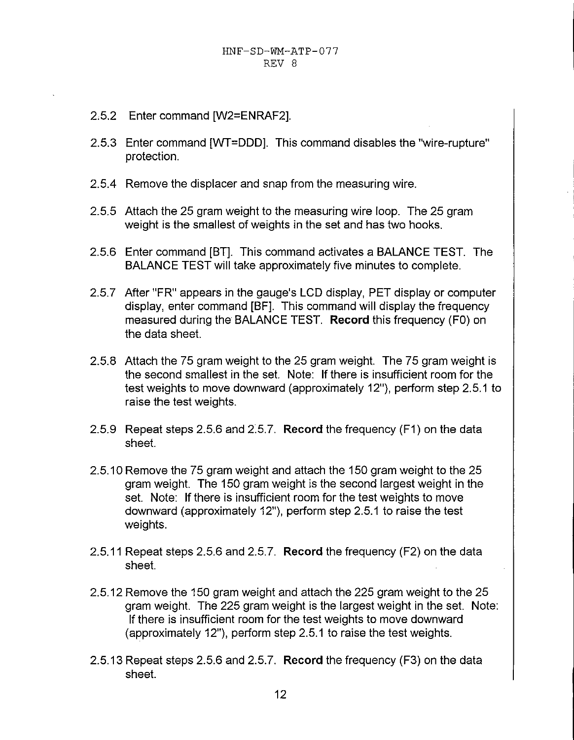2.5.2 Enter command [W2=ENRAF2].

2.5.3 Enter command [WT=DDD]. This command disables the "wire-rupture" protection.

2.5.4 Remove the displacer and snap from the measuring wire.

2.5.5 Attach the 25 gram weight to the measuring wire loop. The 25 gram weight is the smallest of weights in the set and has two hooks.

2.5.6 Enter command [BT]. This command activates a BALANCE TEST. The BALANCE TEST will take approximately five minutes to complete.

2.5.7 After "FR" appears in the gauge's LCD display, PET display or computer display, enter command [BF]. This command will display the frequency measured during the BALANCE TEST. **Record** this frequency (F0) on the data sheet.

2.5.8 Attach the 75 gram weight to the 25 gram weight. The 75 gram weight is the second smallest in the set. Note: If there is insufficient room for the test weights to move downward (approximately 12"), perform step 2.5.1 to raise the test weights.

2.5.9 Repeat steps 2.5.6 and 2.5.7. **Record** the frequency (F1) on the data sheet.

2.5.10 Remove the 75 gram weight and attach the 150 gram weight to the 25 gram weight. The 150 gram weight is the second largest weight in the set. Note: If there is insufficient room for the test weights to move downward (approximately 12"), perform step 2.5.1 to raise the test weights.

2.5.11 Repeat steps 2.5.6 and 2.5.7. **Record** the frequency (F2) on the data sheet.

2.5.12 Remove the 150 gram weight and attach the 225 gram weight to the 25 gram weight. The 225 gram weight is the largest weight in the set. Note: If there is insufficient room for the test weights to move downward (approximately 12"), perform step 2.5.1 to raise the test weights.

2.5.13 Repeat steps 2.5.6 and 2.5.7. **Record** the frequency (F3) on the data sheet.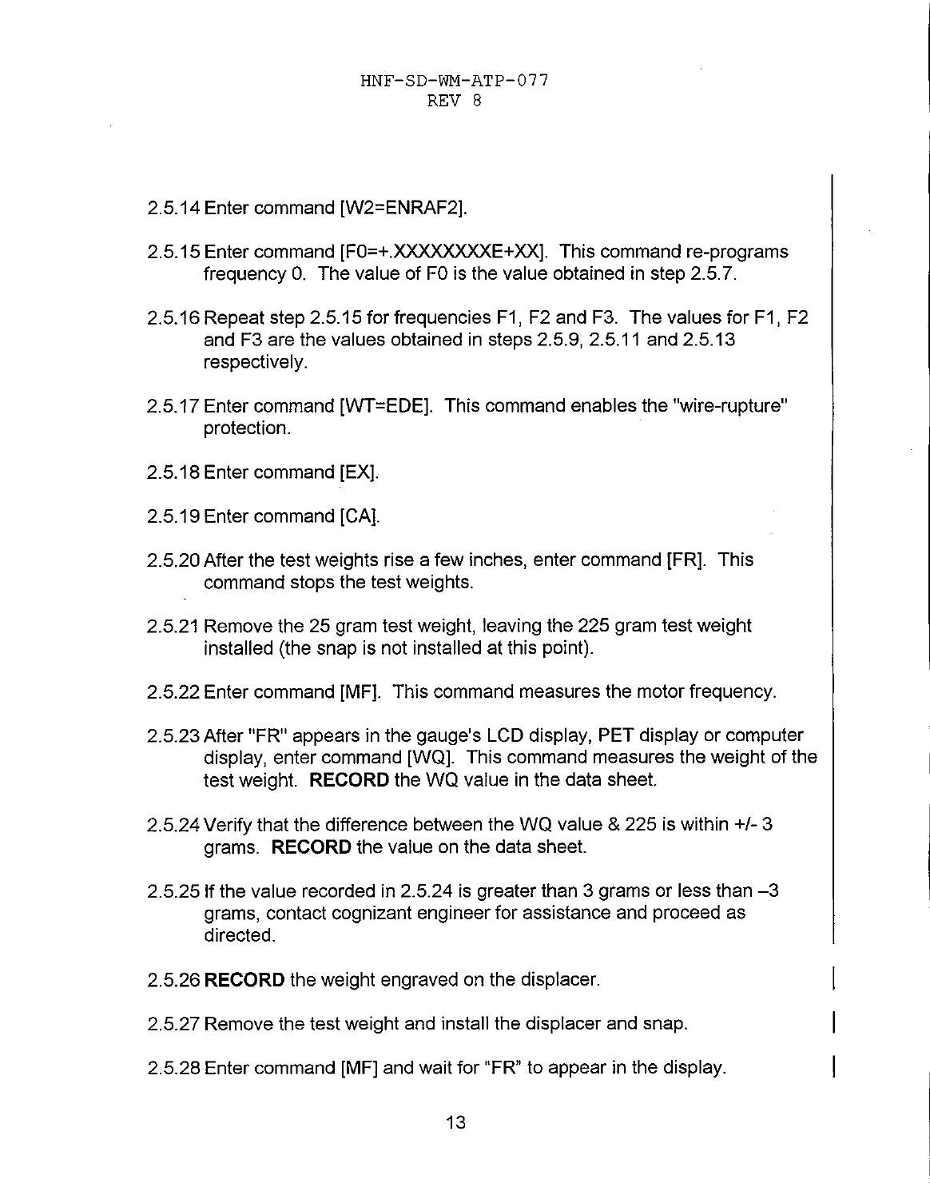2.5.14 Enter command [W2=ENRAF2].

2.5.15 Enter command [F0=+.XXXXXXXXE+XX]. This command re-programs frequency 0. The value of F0 is the value obtained in step 2.5.7.

2.5.16 Repeat step 2.5.15 for frequencies F1, F2 and F3. The values for F1, F2 and F3 are the values obtained in steps 2.5.9, 2.5.11 and 2.5.13 respectively.

2.5.17 Enter command [WT=EDE]. This command enables the "wire-rupture" protection.

2.5.18 Enter command [EX].

2.5.19 Enter command [CA].

2.5.20 After the test weights rise a few inches, enter command [FR]. This command stops the test weights.

2.5.21 Remove the 25 gram test weight, leaving the 225 gram test weight installed (the snap is not installed at this point).

2.5.22 Enter command [MF]. This command measures the motor frequency.

2.5.23 After "FR" appears in the gauge's LCD display, PET display or computer display, enter command [WQ]. This command measures the weight of the test weight. **RECORD** the WQ value in the data sheet.

2.5.24 Verify that the difference between the WQ value & 225 is within +/- 3 grams. **RECORD** the value on the data sheet.

2.5.25 If the value recorded in 2.5.24 is greater than 3 grams or less than –3 grams, contact cognizant engineer for assistance and proceed as directed.

2.5.26 **RECORD** the weight engraved on the displacer.

2.5.27 Remove the test weight and install the displacer and snap.

2.5.28 Enter command [MF] and wait for "FR" to appear in the display.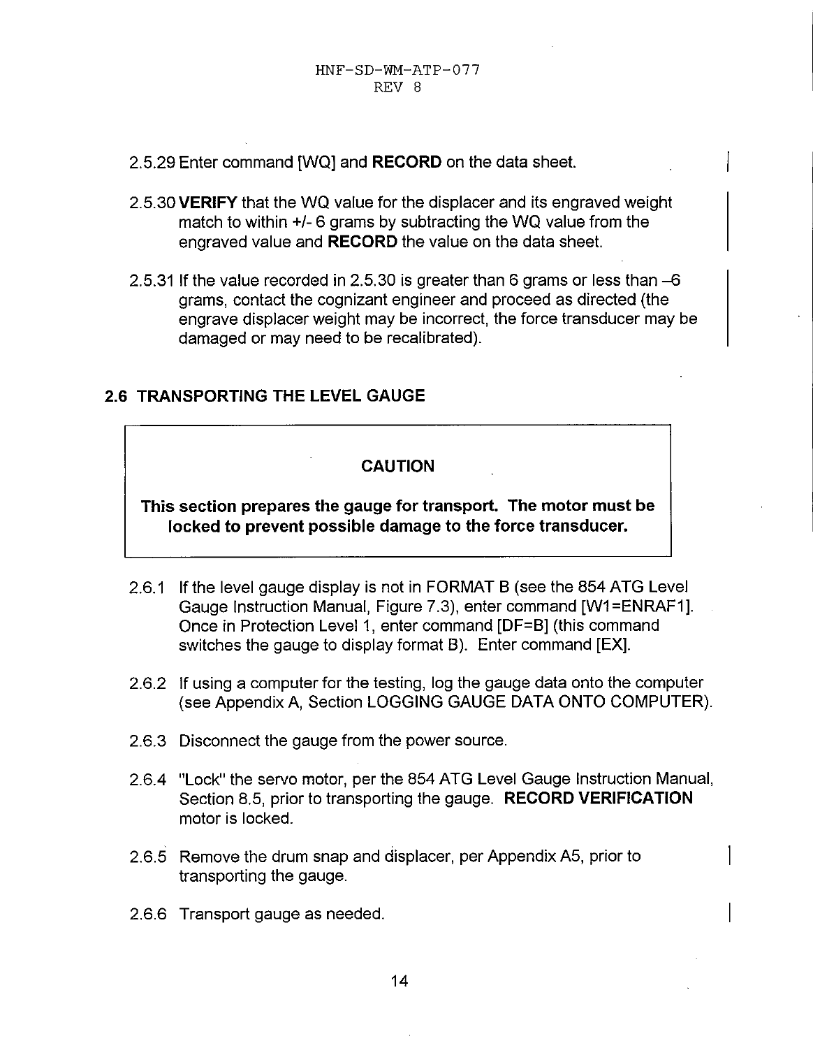2.5.29 Enter command [WQ] and **RECORD** on the data sheet.

2.5.30 **VERIFY** that the WQ value for the displacer and its engraved weight match to within +/- 6 grams by subtracting the WQ value from the engraved value and **RECORD** the value on the data sheet.

2.5.31 If the value recorded in 2.5.30 is greater than 6 grams or less than –6 grams, contact the cognizant engineer and proceed as directed (the engrave displacer weight may be incorrect, the force transducer may be damaged or may need to be recalibrated).

## 2.6 TRANSPORTING THE LEVEL GAUGE

**CAUTION**

**This section prepares the gauge for transport. The motor must be locked to prevent possible damage to the force transducer.**

2.6.1 If the level gauge display is not in FORMAT B (see the 854 ATG Level Gauge Instruction Manual, Figure 7.3), enter command [W1=ENRAF1]. Once in Protection Level 1, enter command [DF=B] (this command switches the gauge to display format B). Enter command [EX].

2.6.2 If using a computer for the testing, log the gauge data onto the computer (see Appendix A, Section LOGGING GAUGE DATA ONTO COMPUTER).

2.6.3 Disconnect the gauge from the power source.

2.6.4 "Lock" the servo motor, per the 854 ATG Level Gauge Instruction Manual, Section 8.5, prior to transporting the gauge. **RECORD VERIFICATION** motor is locked.

2.6.5 Remove the drum snap and displacer, per Appendix A5, prior to transporting the gauge.

2.6.6 Transport gauge as needed.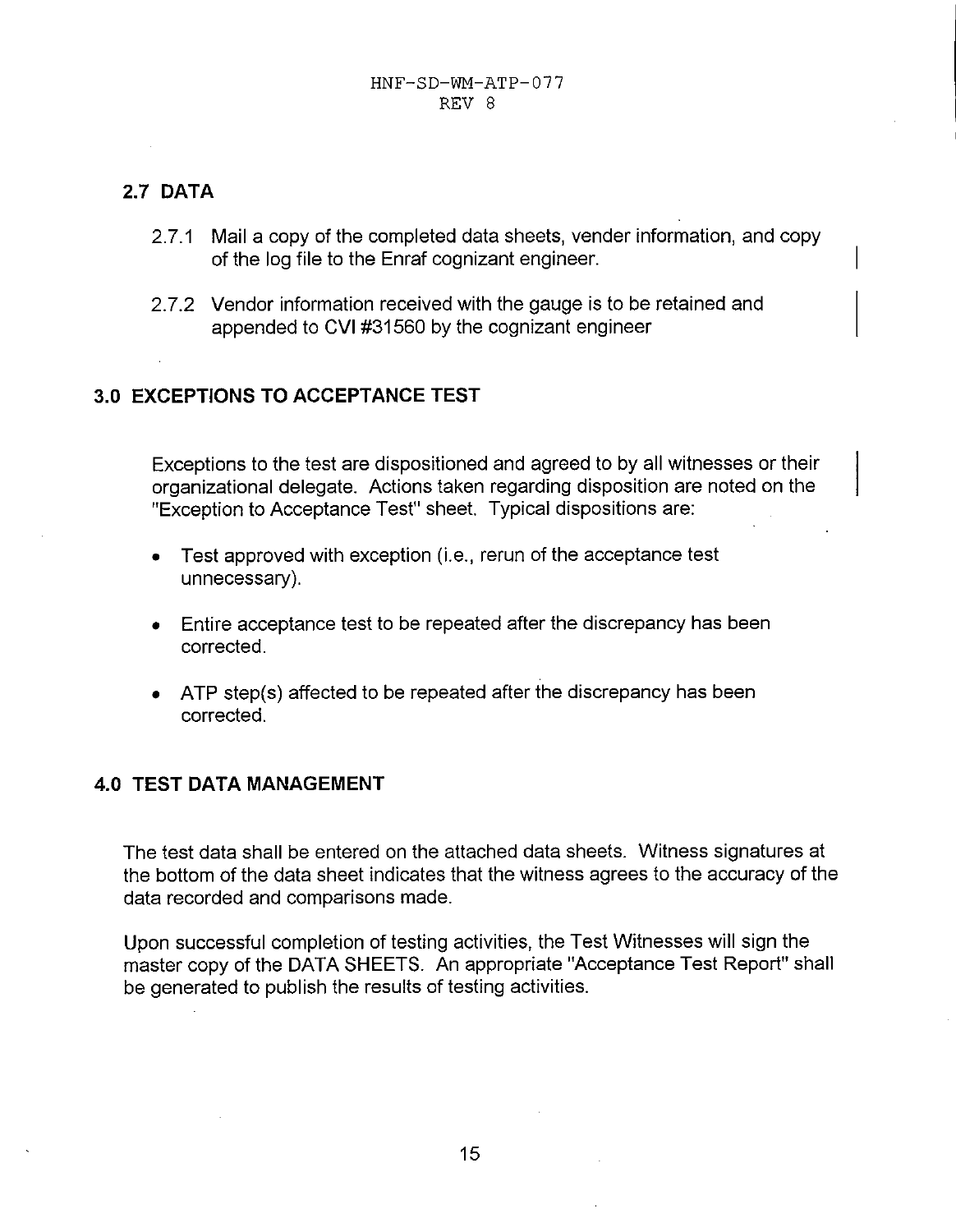## 2.7 DATA

2.7.1 Mail a copy of the completed data sheets, vender information, and copy of the log file to the Enraf cognizant engineer.

2.7.2 Vendor information received with the gauge is to be retained and appended to CVI #31560 by the cognizant engineer

# 3.0 EXCEPTIONS TO ACCEPTANCE TEST

Exceptions to the test are dispositioned and agreed to by all witnesses or their organizational delegate. Actions taken regarding disposition are noted on the "Exception to Acceptance Test" sheet. Typical dispositions are:

- Test approved with exception (i.e., rerun of the acceptance test unnecessary).
- Entire acceptance test to be repeated after the discrepancy has been corrected.
- ATP step(s) affected to be repeated after the discrepancy has been corrected.

# 4.0 TEST DATA MANAGEMENT

The test data shall be entered on the attached data sheets. Witness signatures at the bottom of the data sheet indicates that the witness agrees to the accuracy of the data recorded and comparisons made.

Upon successful completion of testing activities, the Test Witnesses will sign the master copy of the DATA SHEETS. An appropriate "Acceptance Test Report" shall be generated to publish the results of testing activities.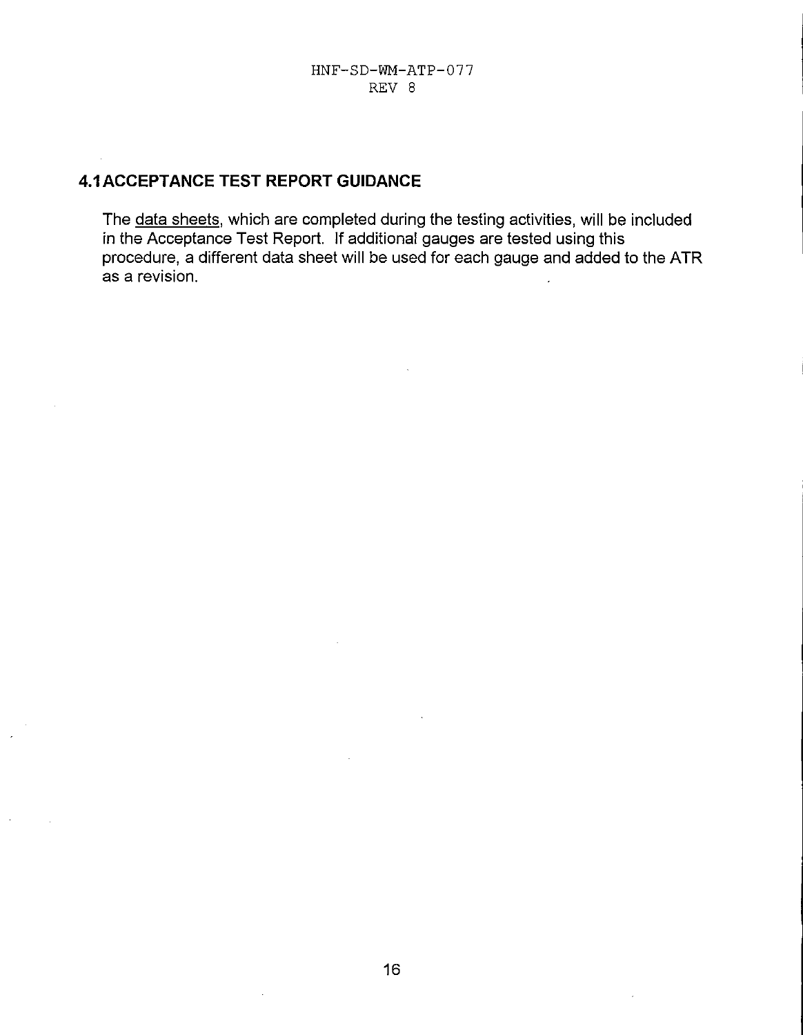## 4.1 ACCEPTANCE TEST REPORT GUIDANCE

The data sheets, which are completed during the testing activities, will be included in the Acceptance Test Report. If additional gauges are tested using this procedure, a different data sheet will be used for each gauge and added to the ATR as a revision.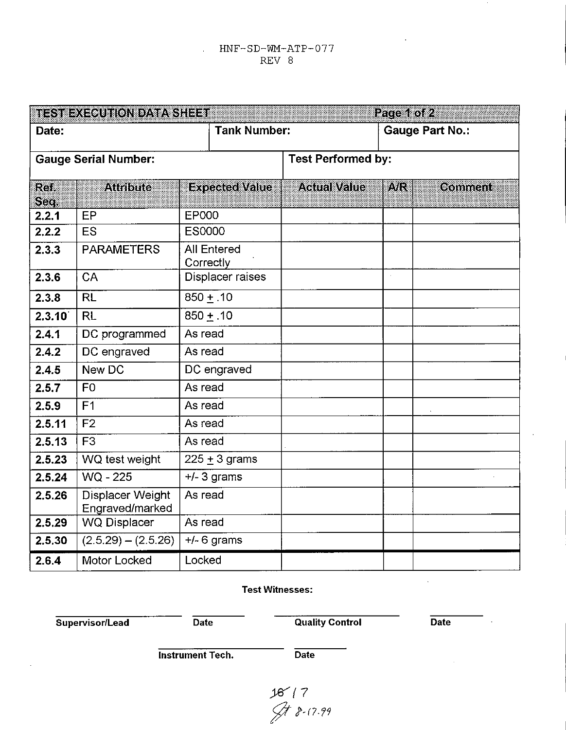HNF-SD-WM-ATP-077
REV 8

| TEST EXECUTION DATA SHEET | | | Page 1 of 2 | | |
|---|---|---|---|---|---|
| Date: | | Tank Number: | | Gauge Part No.: | |
| Gauge Serial Number: | | | Test Performed by: | | |
| Ref. Seq. | Attribute | Expected Value | Actual Value | A/R | Comment |
| 2.2.1 | EP | EP000 | | | |
| 2.2.2 | ES | ES0000 | | | |
| 2.3.3 | PARAMETERS | All Entered Correctly | | | |
| 2.3.6 | CA | Displacer raises | | | |
| 2.3.8 | RL | 850 ± .10 | | | |
| 2.3.10 | RL | 850 ± .10 | | | |
| 2.4.1 | DC programmed | As read | | | |
| 2.4.2 | DC engraved | As read | | | |
| 2.4.5 | New DC | DC engraved | | | |
| 2.5.7 | F0 | As read | | | |
| 2.5.9 | F1 | As read | | | |
| 2.5.11 | F2 | As read | | | |
| 2.5.13 | F3 | As read | | | |
| 2.5.23 | WQ test weight | 225 ± 3 grams | | | |
| 2.5.24 | WQ - 225 | +/- 3 grams | | | |
| 2.5.26 | Displacer Weight Engraved/marked | As read | | | |
| 2.5.29 | WQ Displacer | As read | | | |
| 2.5.30 | (2.5.29) – (2.5.26) | +/- 6 grams | | | |
| 2.6.4 | Motor Locked | Locked | | | |

**Test Witnesses:**

Supervisor/Lead ____________ Date ________ Quality Control ____________ Date ________

Instrument Tech. ____________ Date ________

~~16~~ 17
8-17-99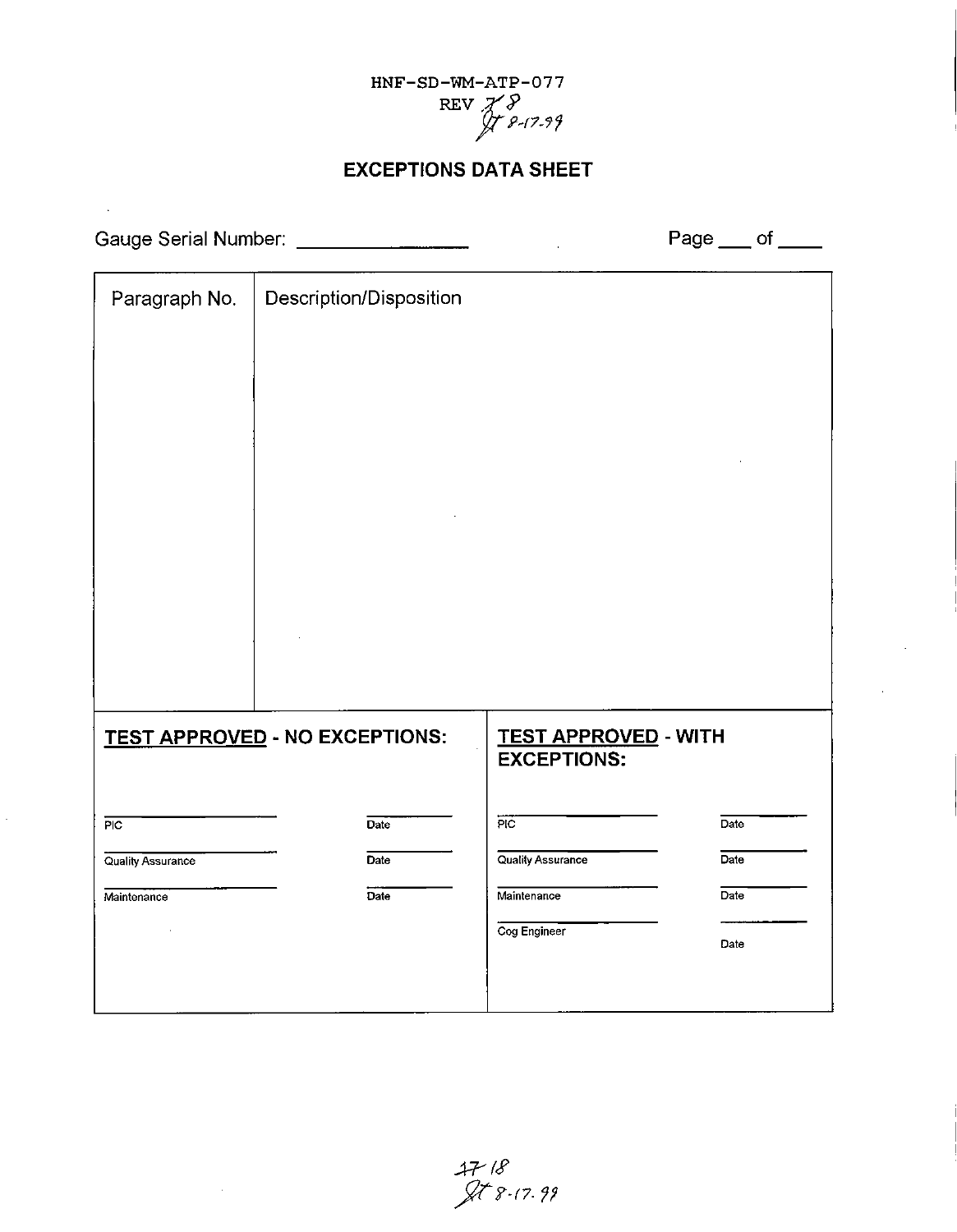HNF-SD-WM-ATP-077
REV ~~7~~ 8
8-17-99

# EXCEPTIONS DATA SHEET

Gauge Serial Number: _______________ Page ___ of ____

| Paragraph No. | Description/Disposition |
|---|---|
| | |

| TEST APPROVED - NO EXCEPTIONS: | | TEST APPROVED - WITH EXCEPTIONS: | |
|---|---|---|---|
| PIC | Date | PIC | Date |
| Quality Assurance | Date | Quality Assurance | Date |
| Maintenance | Date | Maintenance | Date |
| | | Cog Engineer | Date |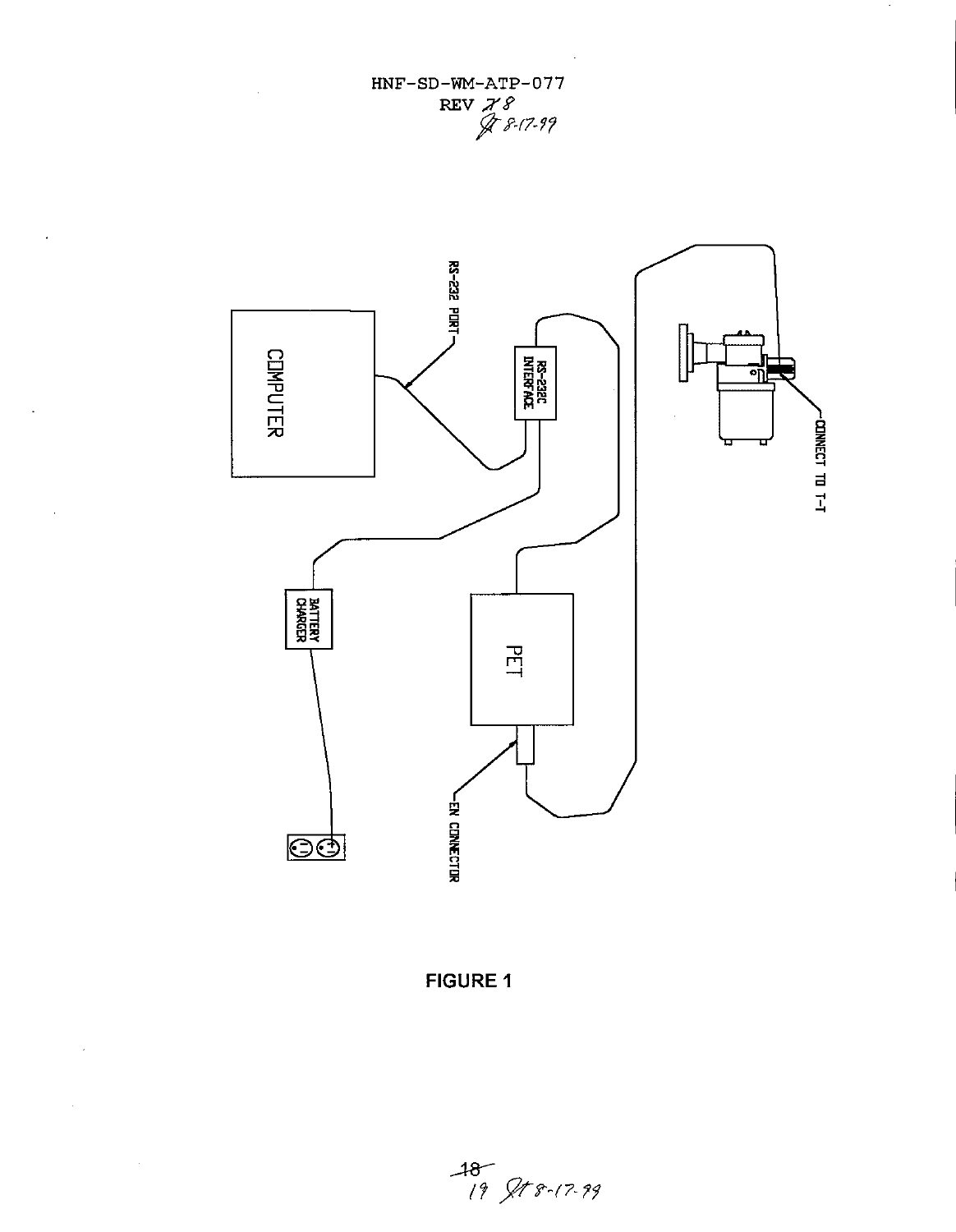COMPUTER

RS-232 PORT

RS-232C INTERFACE

BATTERY CHARGER

PET

EN CONNECTOR

CONNECT TO T-T

FIGURE 1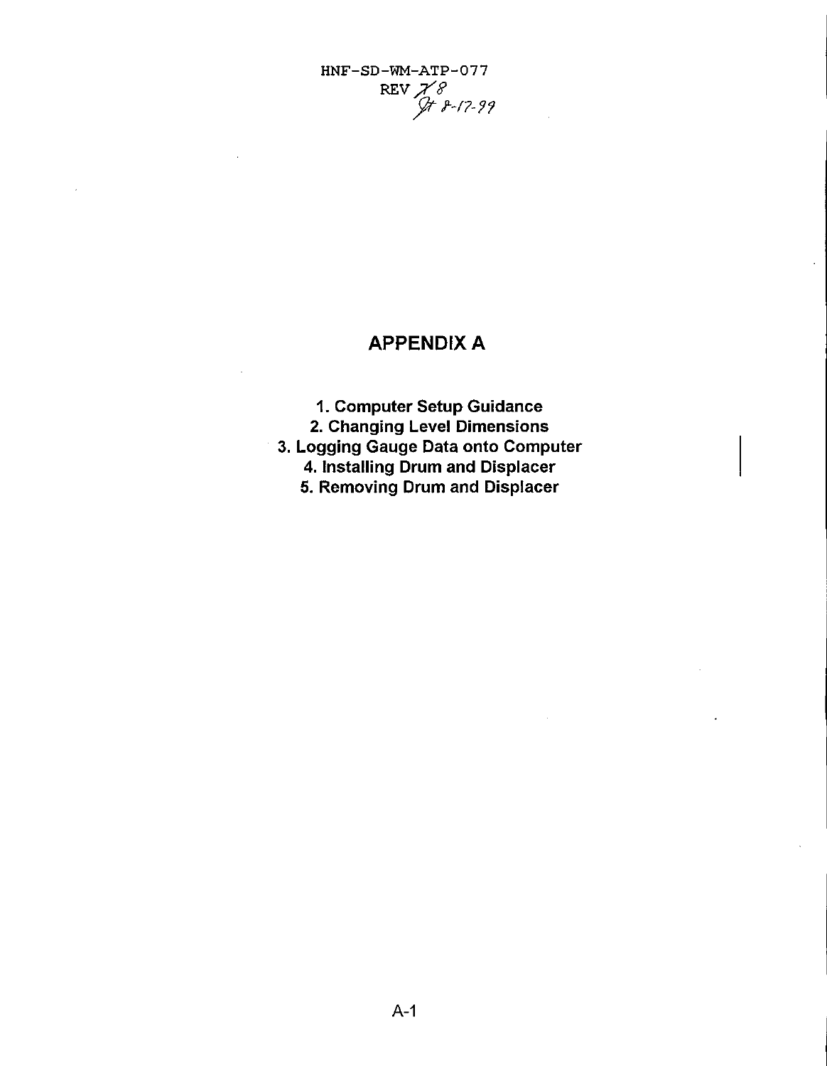# APPENDIX A

1. Computer Setup Guidance
2. Changing Level Dimensions
3. Logging Gauge Data onto Computer
4. Installing Drum and Displacer
5. Removing Drum and Displacer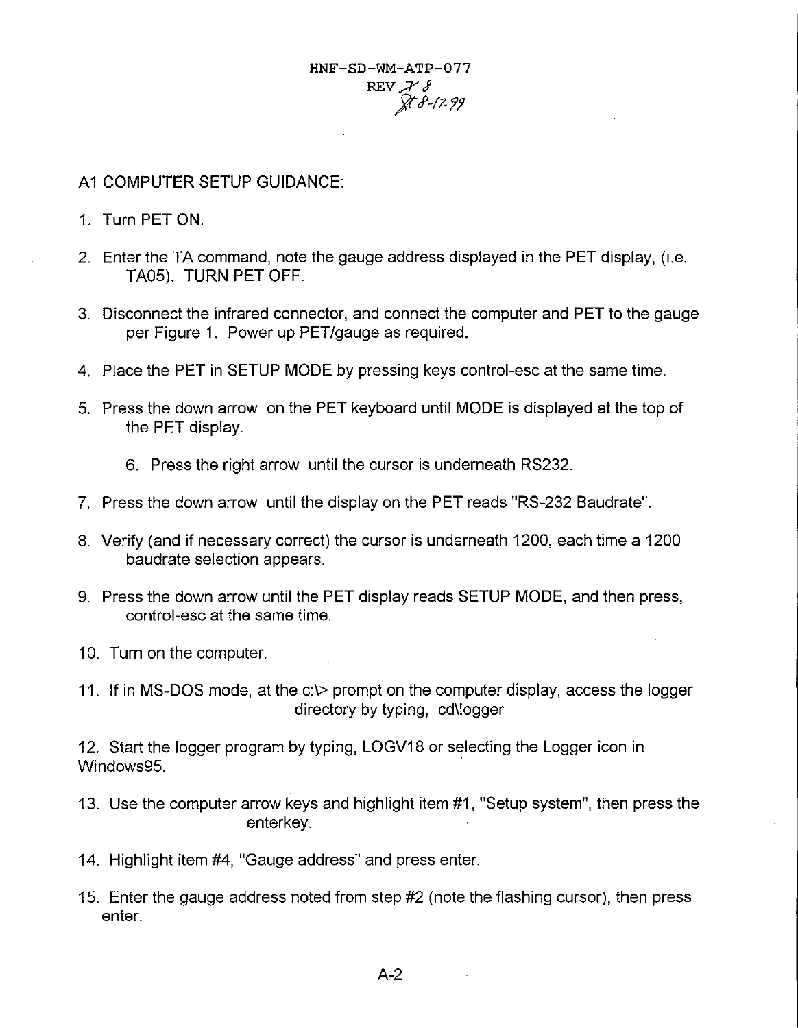A1 COMPUTER SETUP GUIDANCE:

1. Turn PET ON.
2. Enter the TA command, note the gauge address displayed in the PET display, (i.e. TA05). TURN PET OFF.
3. Disconnect the infrared connector, and connect the computer and PET to the gauge per Figure 1. Power up PET/gauge as required.
4. Place the PET in SETUP MODE by pressing keys control-esc at the same time.
5. Press the down arrow on the PET keyboard until MODE is displayed at the top of the PET display.
6. Press the right arrow until the cursor is underneath RS232.
7. Press the down arrow until the display on the PET reads "RS-232 Baudrate".
8. Verify (and if necessary correct) the cursor is underneath 1200, each time a 1200 baudrate selection appears.
9. Press the down arrow until the PET display reads SETUP MODE, and then press, control-esc at the same time.
10. Turn on the computer.
11. If in MS-DOS mode, at the c:\> prompt on the computer display, access the logger directory by typing, cd\logger
12. Start the logger program by typing, LOGV18 or selecting the Logger icon in Windows95.
13. Use the computer arrow keys and highlight item #1, "Setup system", then press the enterkey.
14. Highlight item #4, "Gauge address" and press enter.
15. Enter the gauge address noted from step #2 (note the flashing cursor), then press enter.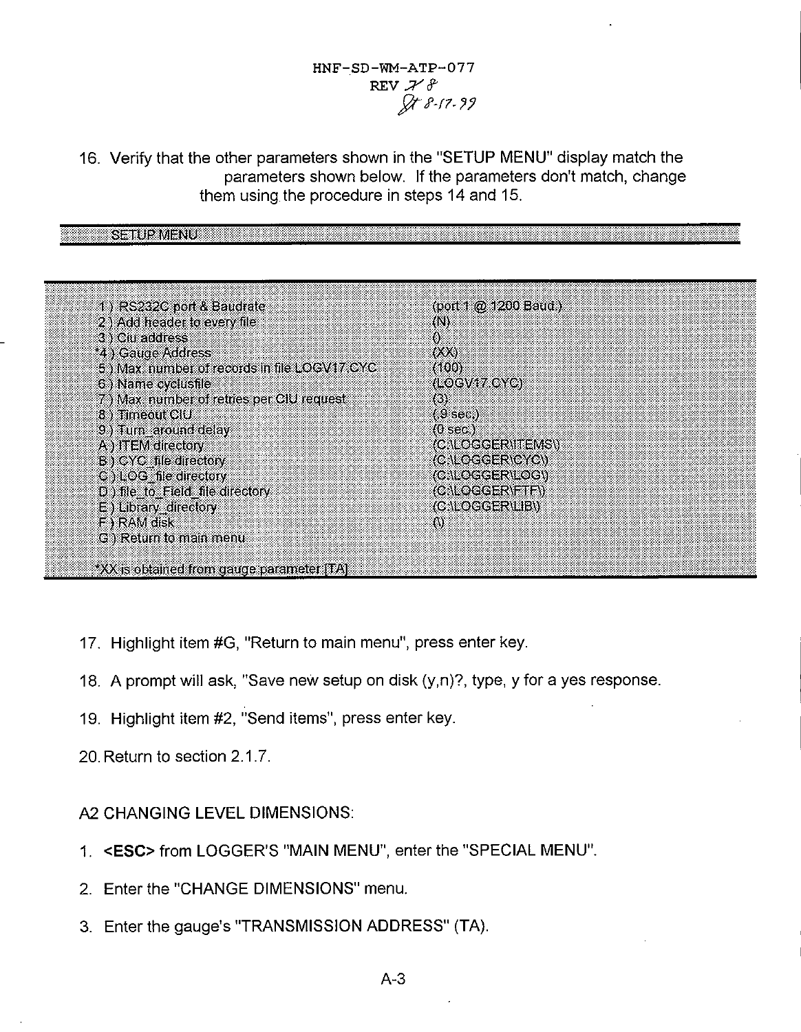16. Verify that the other parameters shown in the "SETUP MENU" display match the parameters shown below. If the parameters don't match, change them using the procedure in steps 14 and 15.

SETUP MENU

| | |
|---|---|
| 1 ) RS232C port & Baudrate | (port 1 @ 1200 Baud.) |
| 2 ) Add header to every file | (N) |
| 3 ) Ciu address | () |
| *4 ) Gauge Address | (XX) |
| 5 ) Max. number of records in file LOGV17.CYC | (100) |
| 6 ) Name cyclusfile | (LOGV17.CYC) |
| 7 ) Max. number of retries per CIU request | (3) |
| 8 ) Timeout CIU | (.9 sec.) |
| 9 ) Turn_around delay | (0 sec.) |
| A ) ITEM directory | (C:\LOGGER\ITEMS\) |
| B ) CYC_file directory | (C:\LOGGER\CYC\) |
| C ) LOG_file directory | (C:\LOGGER\LOG\) |
| D ) file_to_Field_file directory | (C:\LOGGER\FTF\) |
| E ) Library_directory | (C:\LOGGER\LIB\) |
| F ) RAM disk | () |
| G ) Return to main menu | |

*XX is obtained from gauge parameter [TA]

17. Highlight item #G, "Return to main menu", press enter key.

18. A prompt will ask, "Save new setup on disk (y,n)?, type, y for a yes response.

19. Highlight item #2, "Send items", press enter key.

20. Return to section 2.1.7.

A2 CHANGING LEVEL DIMENSIONS:

1. **<ESC>** from LOGGER'S "MAIN MENU", enter the "SPECIAL MENU".

2. Enter the "CHANGE DIMENSIONS" menu.

3. Enter the gauge's "TRANSMISSION ADDRESS" (TA).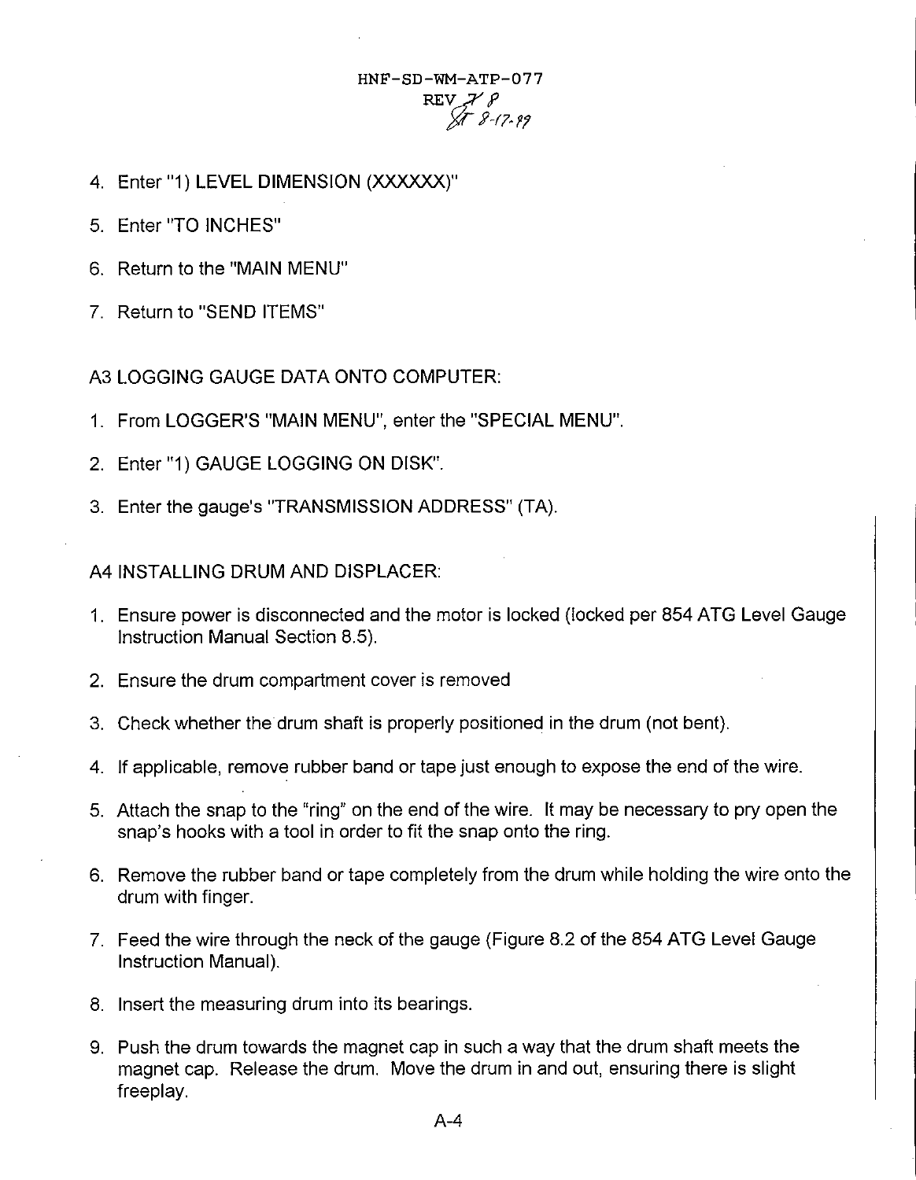4. Enter "1) LEVEL DIMENSION (XXXXXX)"

5. Enter "TO INCHES"

6. Return to the "MAIN MENU"

7. Return to "SEND ITEMS"

A3 LOGGING GAUGE DATA ONTO COMPUTER:

1. From LOGGER'S "MAIN MENU", enter the "SPECIAL MENU".

2. Enter "1) GAUGE LOGGING ON DISK".

3. Enter the gauge's "TRANSMISSION ADDRESS" (TA).

A4 INSTALLING DRUM AND DISPLACER:

1. Ensure power is disconnected and the motor is locked (locked per 854 ATG Level Gauge Instruction Manual Section 8.5).

2. Ensure the drum compartment cover is removed

3. Check whether the drum shaft is properly positioned in the drum (not bent).

4. If applicable, remove rubber band or tape just enough to expose the end of the wire.

5. Attach the snap to the "ring" on the end of the wire. It may be necessary to pry open the snap's hooks with a tool in order to fit the snap onto the ring.

6. Remove the rubber band or tape completely from the drum while holding the wire onto the drum with finger.

7. Feed the wire through the neck of the gauge (Figure 8.2 of the 854 ATG Level Gauge Instruction Manual).

8. Insert the measuring drum into its bearings.

9. Push the drum towards the magnet cap in such a way that the drum shaft meets the magnet cap. Release the drum. Move the drum in and out, ensuring there is slight freeplay.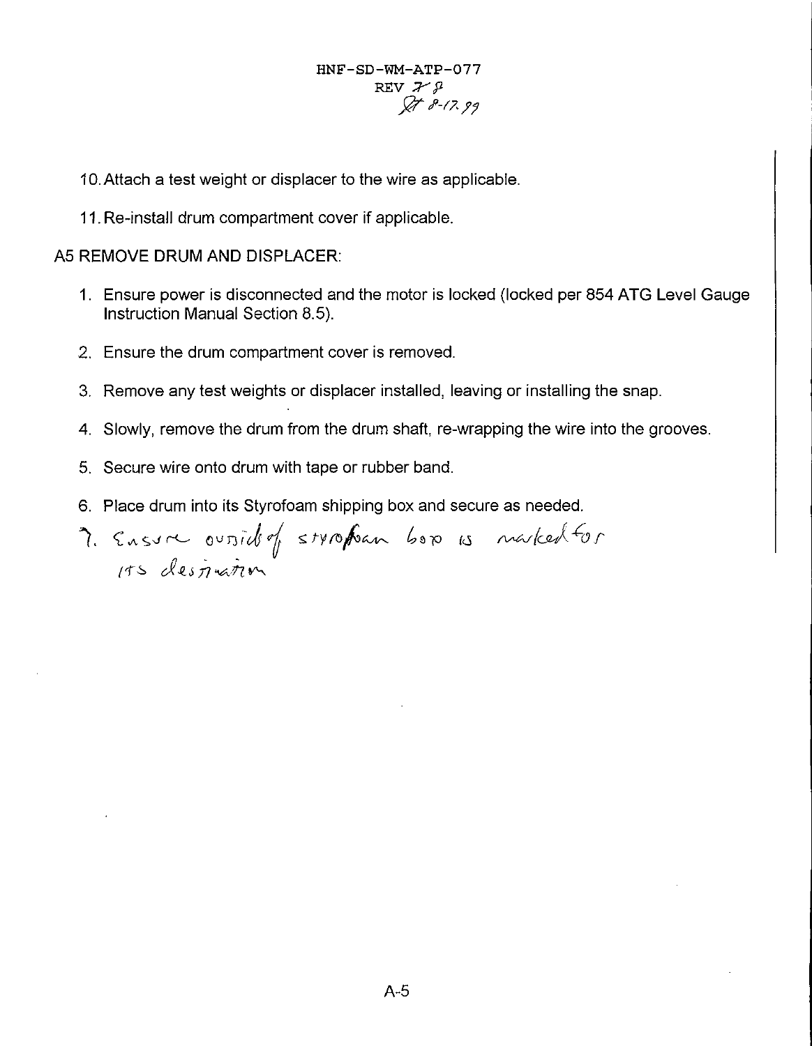10. Attach a test weight or displacer to the wire as applicable.

11. Re-install drum compartment cover if applicable.

A5 REMOVE DRUM AND DISPLACER:

1. Ensure power is disconnected and the motor is locked (locked per 854 ATG Level Gauge Instruction Manual Section 8.5).

2. Ensure the drum compartment cover is removed.

3. Remove any test weights or displacer installed, leaving or installing the snap.

4. Slowly, remove the drum from the drum shaft, re-wrapping the wire into the grooves.

5. Secure wire onto drum with tape or rubber band.

6. Place drum into its Styrofoam shipping box and secure as needed.

7. Ensure outside of styrofoam box is marked for its destination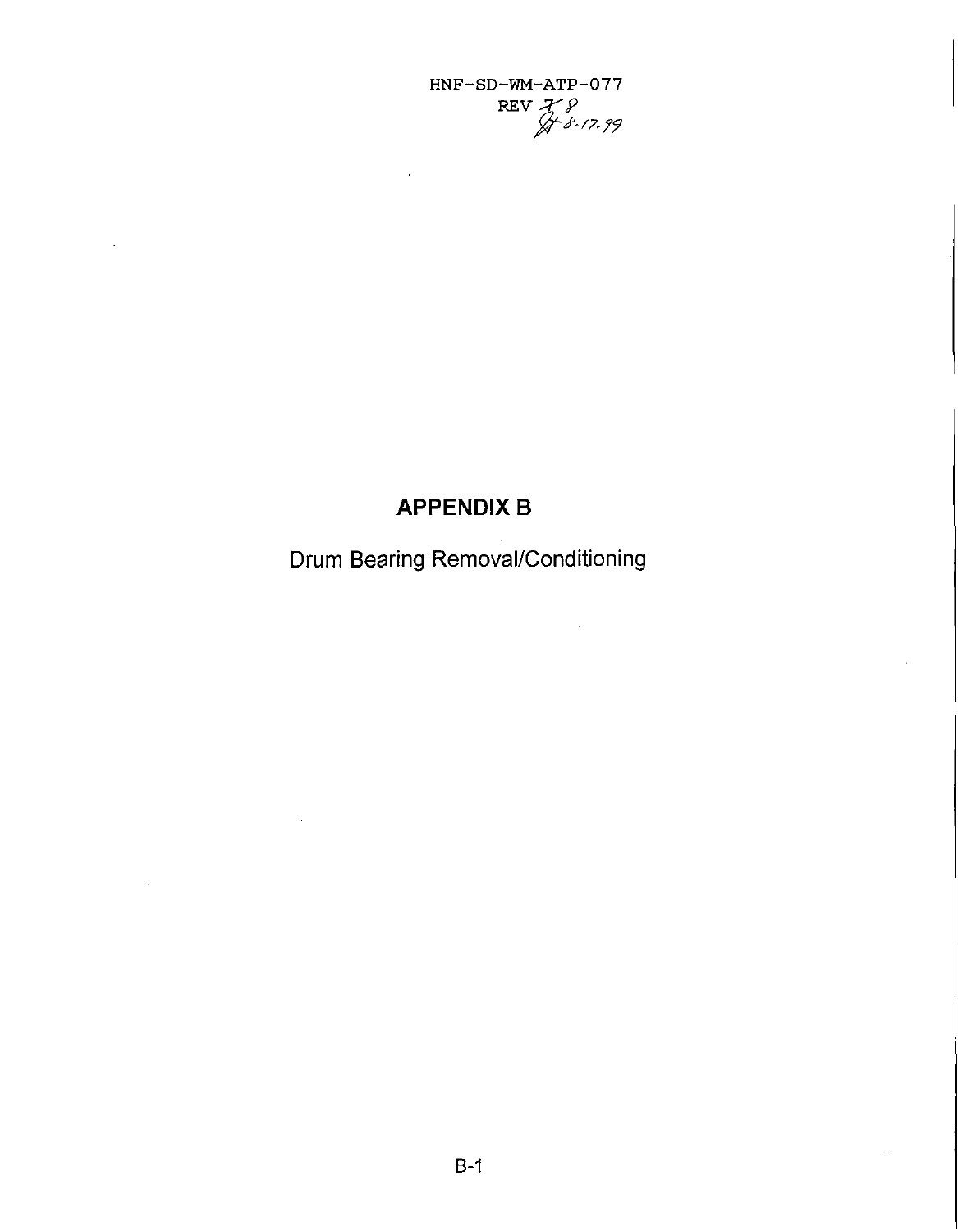# APPENDIX B

Drum Bearing Removal/Conditioning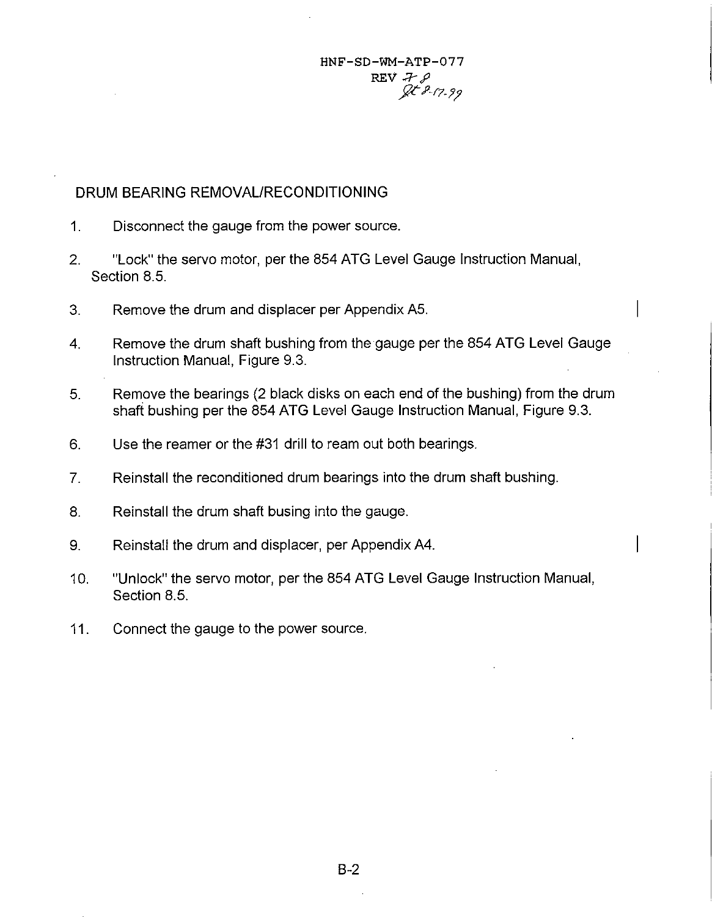## DRUM BEARING REMOVAL/RECONDITIONING

1. Disconnect the gauge from the power source.
2. "Lock" the servo motor, per the 854 ATG Level Gauge Instruction Manual, Section 8.5.
3. Remove the drum and displacer per Appendix A5.
4. Remove the drum shaft bushing from the gauge per the 854 ATG Level Gauge Instruction Manual, Figure 9.3.
5. Remove the bearings (2 black disks on each end of the bushing) from the drum shaft bushing per the 854 ATG Level Gauge Instruction Manual, Figure 9.3.
6. Use the reamer or the #31 drill to ream out both bearings.
7. Reinstall the reconditioned drum bearings into the drum shaft bushing.
8. Reinstall the drum shaft busing into the gauge.
9. Reinstall the drum and displacer, per Appendix A4.
10. "Unlock" the servo motor, per the 854 ATG Level Gauge Instruction Manual, Section 8.5.
11. Connect the gauge to the power source.